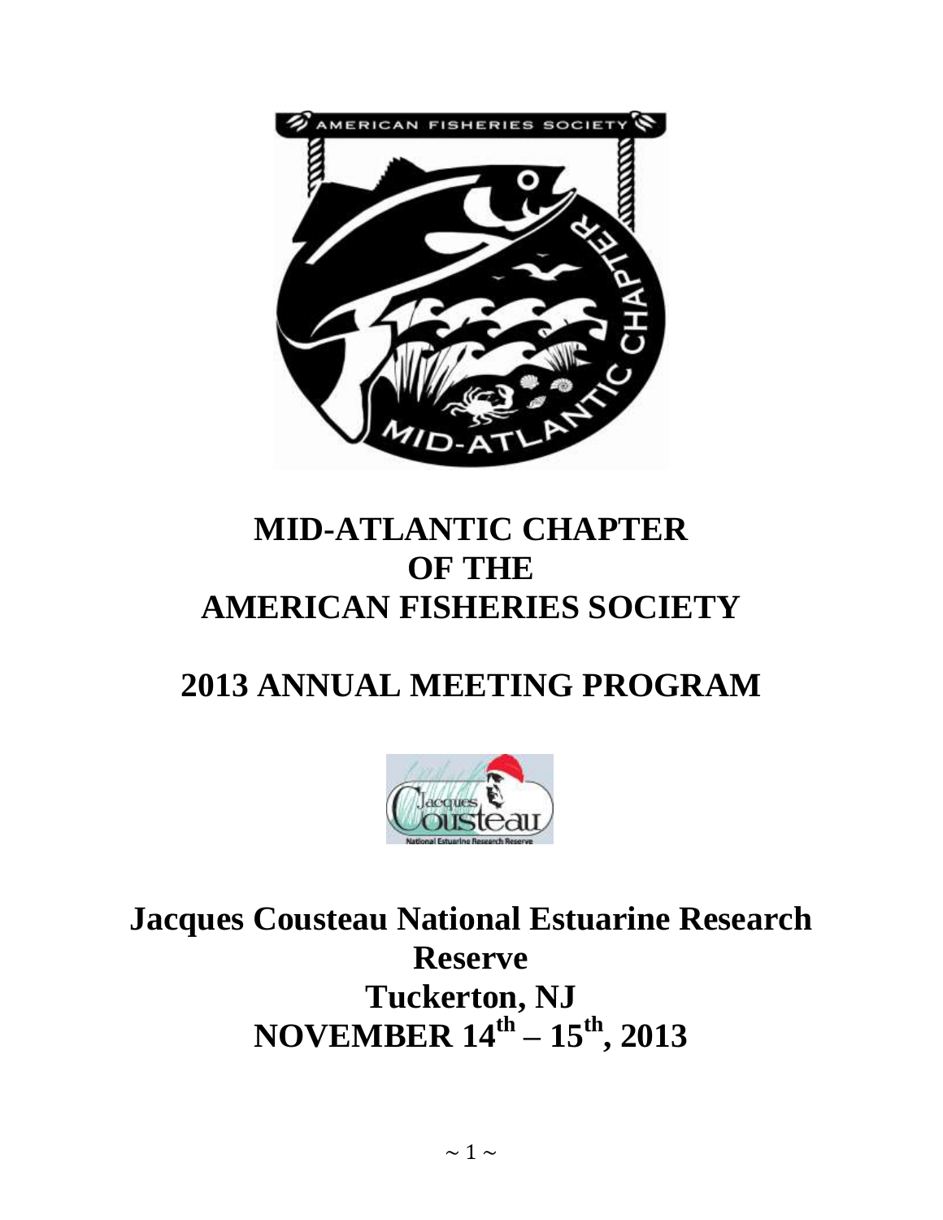# MID-ATLANTIC CHAPTER OF THE AMERICAN FISHERIES SOCIETY

# 2013 ANNUAL MEETING PROGRAM

## Jacques Cousteau National Estuarine Research Reserve
## Tuckerton, NJ
## NOVEMBER 14th – 15th, 2013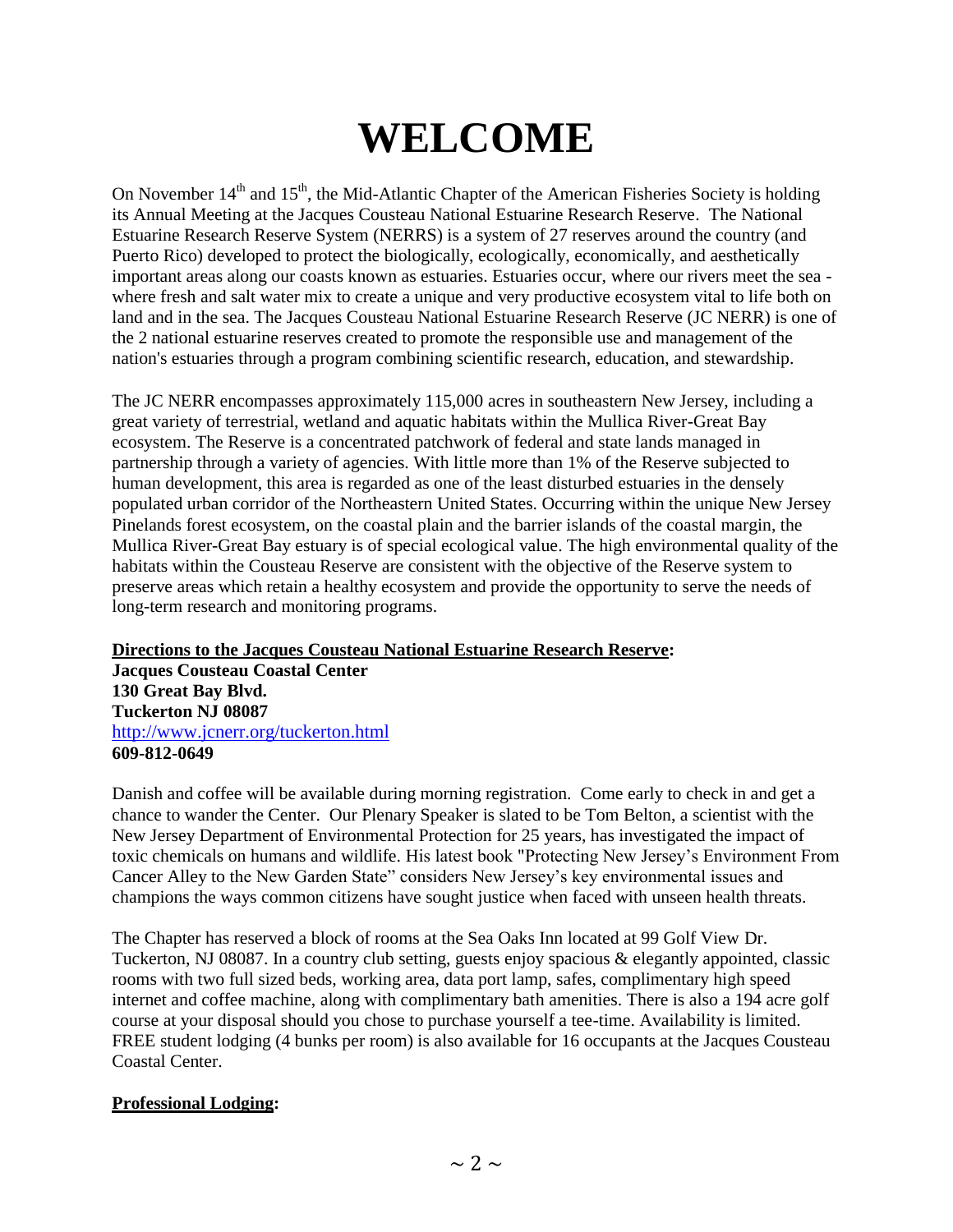# WELCOME

On November 14th and 15th, the Mid-Atlantic Chapter of the American Fisheries Society is holding its Annual Meeting at the Jacques Cousteau National Estuarine Research Reserve. The National Estuarine Research Reserve System (NERRS) is a system of 27 reserves around the country (and Puerto Rico) developed to protect the biologically, ecologically, economically, and aesthetically important areas along our coasts known as estuaries. Estuaries occur, where our rivers meet the sea - where fresh and salt water mix to create a unique and very productive ecosystem vital to life both on land and in the sea. The Jacques Cousteau National Estuarine Research Reserve (JC NERR) is one of the 2 national estuarine reserves created to promote the responsible use and management of the nation's estuaries through a program combining scientific research, education, and stewardship.

The JC NERR encompasses approximately 115,000 acres in southeastern New Jersey, including a great variety of terrestrial, wetland and aquatic habitats within the Mullica River-Great Bay ecosystem. The Reserve is a concentrated patchwork of federal and state lands managed in partnership through a variety of agencies. With little more than 1% of the Reserve subjected to human development, this area is regarded as one of the least disturbed estuaries in the densely populated urban corridor of the Northeastern United States. Occurring within the unique New Jersey Pinelands forest ecosystem, on the coastal plain and the barrier islands of the coastal margin, the Mullica River-Great Bay estuary is of special ecological value. The high environmental quality of the habitats within the Cousteau Reserve are consistent with the objective of the Reserve system to preserve areas which retain a healthy ecosystem and provide the opportunity to serve the needs of long-term research and monitoring programs.

**Directions to the Jacques Cousteau National Estuarine Research Reserve:**
**Jacques Cousteau Coastal Center**
**130 Great Bay Blvd.**
**Tuckerton NJ 08087**
http://www.jcnerr.org/tuckerton.html
**609-812-0649**

Danish and coffee will be available during morning registration. Come early to check in and get a chance to wander the Center. Our Plenary Speaker is slated to be Tom Belton, a scientist with the New Jersey Department of Environmental Protection for 25 years, has investigated the impact of toxic chemicals on humans and wildlife. His latest book "Protecting New Jersey's Environment From Cancer Alley to the New Garden State" considers New Jersey's key environmental issues and champions the ways common citizens have sought justice when faced with unseen health threats.

The Chapter has reserved a block of rooms at the Sea Oaks Inn located at 99 Golf View Dr. Tuckerton, NJ 08087. In a country club setting, guests enjoy spacious & elegantly appointed, classic rooms with two full sized beds, working area, data port lamp, safes, complimentary high speed internet and coffee machine, along with complimentary bath amenities. There is also a 194 acre golf course at your disposal should you chose to purchase yourself a tee-time. Availability is limited. FREE student lodging (4 bunks per room) is also available for 16 occupants at the Jacques Cousteau Coastal Center.

**Professional Lodging:**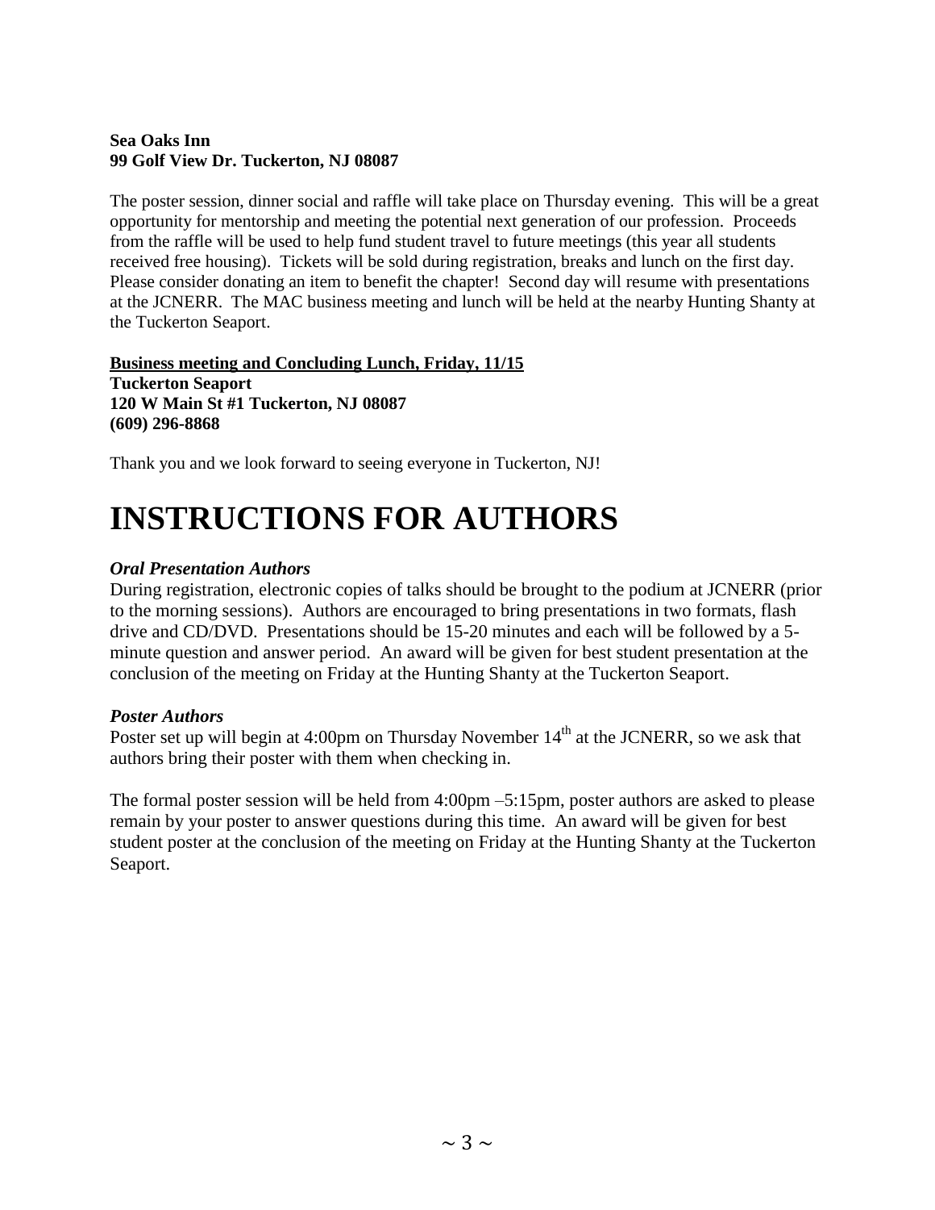**Sea Oaks Inn**
**99 Golf View Dr. Tuckerton, NJ 08087**

The poster session, dinner social and raffle will take place on Thursday evening. This will be a great opportunity for mentorship and meeting the potential next generation of our profession. Proceeds from the raffle will be used to help fund student travel to future meetings (this year all students received free housing). Tickets will be sold during registration, breaks and lunch on the first day. Please consider donating an item to benefit the chapter! Second day will resume with presentations at the JCNERR. The MAC business meeting and lunch will be held at the nearby Hunting Shanty at the Tuckerton Seaport.

**Business meeting and Concluding Lunch, Friday, 11/15**
**Tuckerton Seaport**
**120 W Main St #1 Tuckerton, NJ 08087**
**(609) 296-8868**

Thank you and we look forward to seeing everyone in Tuckerton, NJ!

# INSTRUCTIONS FOR AUTHORS

***Oral Presentation Authors***

During registration, electronic copies of talks should be brought to the podium at JCNERR (prior to the morning sessions). Authors are encouraged to bring presentations in two formats, flash drive and CD/DVD. Presentations should be 15-20 minutes and each will be followed by a 5-minute question and answer period. An award will be given for best student presentation at the conclusion of the meeting on Friday at the Hunting Shanty at the Tuckerton Seaport.

***Poster Authors***

Poster set up will begin at 4:00pm on Thursday November 14th at the JCNERR, so we ask that authors bring their poster with them when checking in.

The formal poster session will be held from 4:00pm –5:15pm, poster authors are asked to please remain by your poster to answer questions during this time. An award will be given for best student poster at the conclusion of the meeting on Friday at the Hunting Shanty at the Tuckerton Seaport.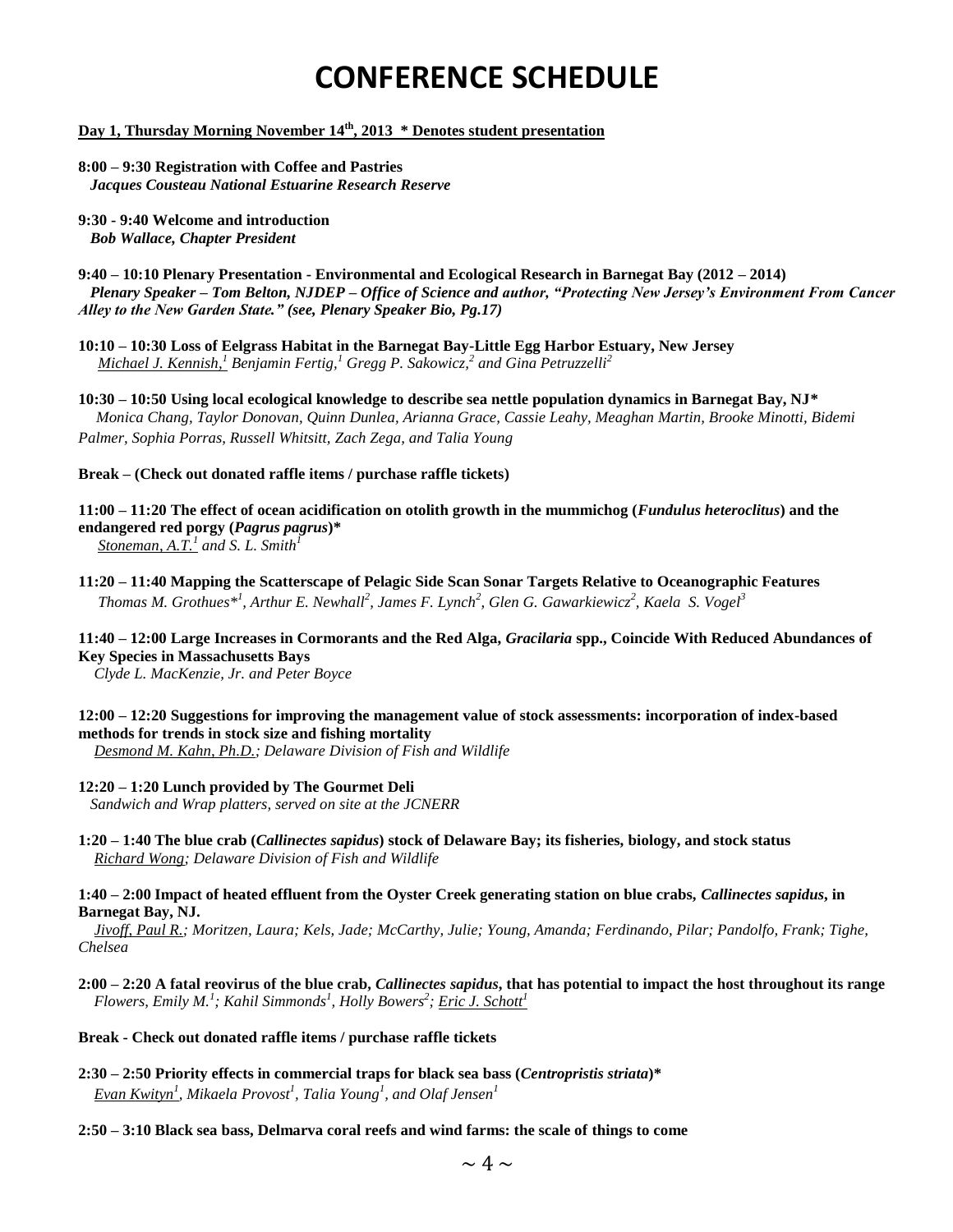# CONFERENCE SCHEDULE

**Day 1, Thursday Morning November 14th, 2013 * Denotes student presentation**

**8:00 – 9:30 Registration with Coffee and Pastries**
***Jacques Cousteau National Estuarine Research Reserve***

**9:30 - 9:40 Welcome and introduction**
***Bob Wallace, Chapter President***

**9:40 – 10:10 Plenary Presentation - Environmental and Ecological Research in Barnegat Bay (2012 – 2014)**
***Plenary Speaker – Tom Belton, NJDEP – Office of Science and author, "Protecting New Jersey's Environment From Cancer Alley to the New Garden State." (see, Plenary Speaker Bio, Pg.17)***

**10:10 – 10:30 Loss of Eelgrass Habitat in the Barnegat Bay-Little Egg Harbor Estuary, New Jersey**
*Michael J. Kennish,[1] Benjamin Fertig,[1] Gregg P. Sakowicz,[2] and Gina Petruzzelli[2]*

**10:30 – 10:50 Using local ecological knowledge to describe sea nettle population dynamics in Barnegat Bay, NJ***
*Monica Chang, Taylor Donovan, Quinn Dunlea, Arianna Grace, Cassie Leahy, Meaghan Martin, Brooke Minotti, Bidemi Palmer, Sophia Porras, Russell Whitsitt, Zach Zega, and Talia Young*

**Break – (Check out donated raffle items / purchase raffle tickets)**

**11:00 – 11:20 The effect of ocean acidification on otolith growth in the mummichog (*Fundulus heteroclitus*) and the endangered red porgy (*Pagrus pagrus*)***
*Stoneman, A.T.[1] and S. L. Smith[1]*

**11:20 – 11:40 Mapping the Scatterscape of Pelagic Side Scan Sonar Targets Relative to Oceanographic Features**
*Thomas M. Grothues*[1], Arthur E. Newhall[2], James F. Lynch[2], Glen G. Gawarkiewicz[2], Kaela S. Vogel[3]*

**11:40 – 12:00 Large Increases in Cormorants and the Red Alga, *Gracilaria* spp., Coincide With Reduced Abundances of Key Species in Massachusetts Bays**
*Clyde L. MacKenzie, Jr. and Peter Boyce*

**12:00 – 12:20 Suggestions for improving the management value of stock assessments: incorporation of index-based methods for trends in stock size and fishing mortality**
*Desmond M. Kahn, Ph.D.; Delaware Division of Fish and Wildlife*

**12:20 – 1:20 Lunch provided by The Gourmet Deli**
*Sandwich and Wrap platters, served on site at the JCNERR*

**1:20 – 1:40 The blue crab (*Callinectes sapidus*) stock of Delaware Bay; its fisheries, biology, and stock status**
*Richard Wong; Delaware Division of Fish and Wildlife*

**1:40 – 2:00 Impact of heated effluent from the Oyster Creek generating station on blue crabs, *Callinectes sapidus*, in Barnegat Bay, NJ.**
*Jivoff, Paul R.; Moritzen, Laura; Kels, Jade; McCarthy, Julie; Young, Amanda; Ferdinando, Pilar; Pandolfo, Frank; Tighe, Chelsea*

**2:00 – 2:20 A fatal reovirus of the blue crab, *Callinectes sapidus*, that has potential to impact the host throughout its range**
*Flowers, Emily M.[1]; Kahil Simmonds[1], Holly Bowers[2]; Eric J. Schott[1]*

**Break - Check out donated raffle items / purchase raffle tickets**

**2:30 – 2:50 Priority effects in commercial traps for black sea bass (*Centropristis striata*)***
*Evan Kwityn[1], Mikaela Provost[1], Talia Young[1], and Olaf Jensen[1]*

**2:50 – 3:10 Black sea bass, Delmarva coral reefs and wind farms: the scale of things to come**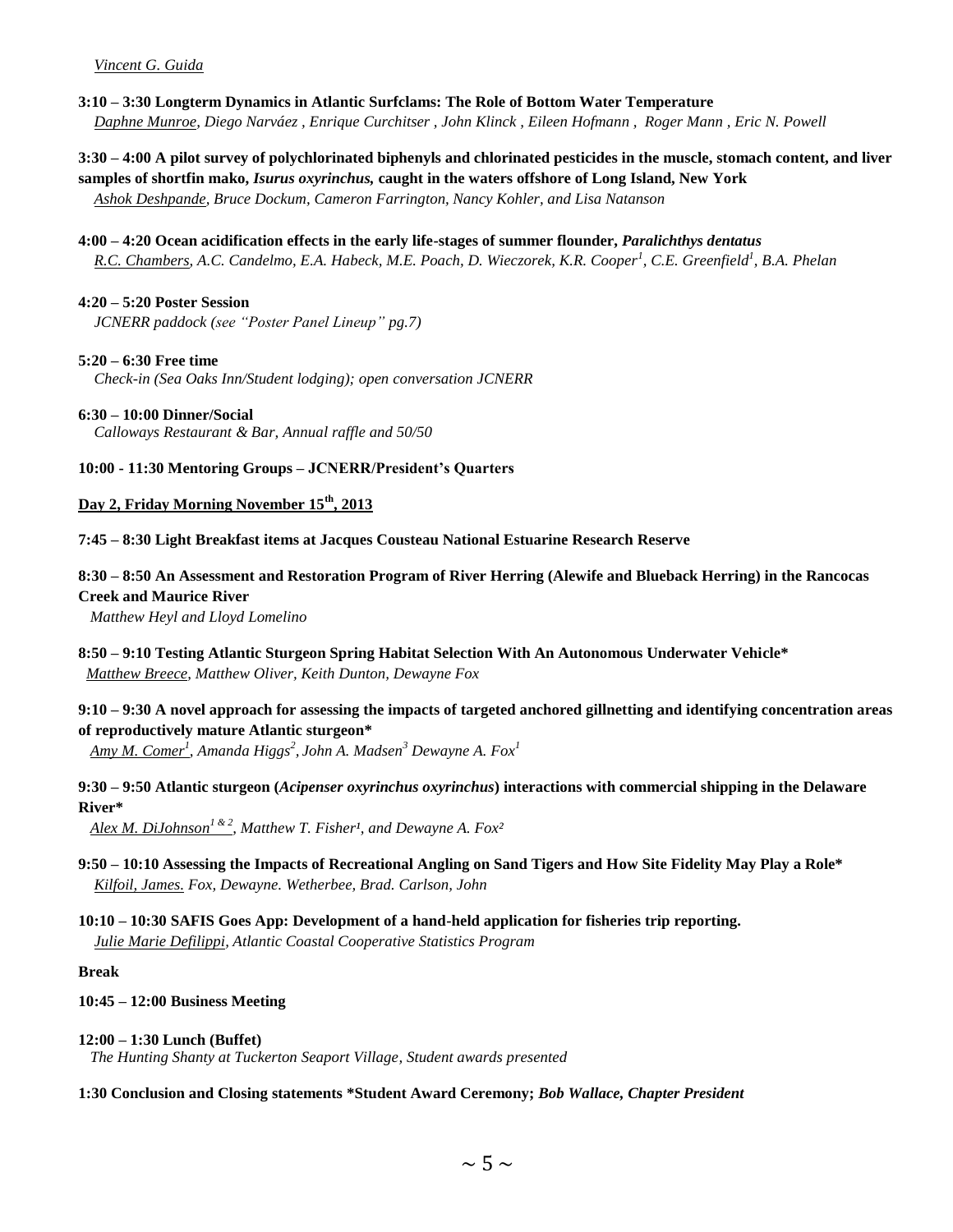*Vincent G. Guida*

**3:10 – 3:30 Longterm Dynamics in Atlantic Surfclams: The Role of Bottom Water Temperature**
*Daphne Munroe, Diego Narváez , Enrique Curchitser , John Klinck , Eileen Hofmann , Roger Mann , Eric N. Powell*

**3:30 – 4:00 A pilot survey of polychlorinated biphenyls and chlorinated pesticides in the muscle, stomach content, and liver samples of shortfin mako, *Isurus oxyrinchus,* caught in the waters offshore of Long Island, New York**
*Ashok Deshpande, Bruce Dockum, Cameron Farrington, Nancy Kohler, and Lisa Natanson*

**4:00 – 4:20 Ocean acidification effects in the early life-stages of summer flounder, *Paralichthys dentatus***
*R.C. Chambers, A.C. Candelmo, E.A. Habeck, M.E. Poach, D. Wieczorek, K.R. Cooper[1], C.E. Greenfield[1], B.A. Phelan*

**4:20 – 5:20 Poster Session**
*JCNERR paddock (see "Poster Panel Lineup" pg.7)*

**5:20 – 6:30 Free time**
*Check-in (Sea Oaks Inn/Student lodging); open conversation JCNERR*

**6:30 – 10:00 Dinner/Social**
*Calloways Restaurant & Bar, Annual raffle and 50/50*

**10:00 - 11:30 Mentoring Groups – JCNERR/President's Quarters**

**Day 2, Friday Morning November 15th, 2013**

**7:45 – 8:30 Light Breakfast items at Jacques Cousteau National Estuarine Research Reserve**

**8:30 – 8:50 An Assessment and Restoration Program of River Herring (Alewife and Blueback Herring) in the Rancocas Creek and Maurice River**
*Matthew Heyl and Lloyd Lomelino*

**8:50 – 9:10 Testing Atlantic Sturgeon Spring Habitat Selection With An Autonomous Underwater Vehicle***
*Matthew Breece, Matthew Oliver, Keith Dunton, Dewayne Fox*

**9:10 – 9:30 A novel approach for assessing the impacts of targeted anchored gillnetting and identifying concentration areas of reproductively mature Atlantic sturgeon***
*Amy M. Comer[1], Amanda Higgs[2], John A. Madsen[3] Dewayne A. Fox[1]*

**9:30 – 9:50 Atlantic sturgeon (*Acipenser oxyrinchus oxyrinchus*) interactions with commercial shipping in the Delaware River***
*Alex M. DiJohnson[1 & 2], Matthew T. Fisher[1], and Dewayne A. Fox[2]*

**9:50 – 10:10 Assessing the Impacts of Recreational Angling on Sand Tigers and How Site Fidelity May Play a Role***
*Kilfoil, James. Fox, Dewayne. Wetherbee, Brad. Carlson, John*

**10:10 – 10:30 SAFIS Goes App: Development of a hand-held application for fisheries trip reporting.**
*Julie Marie Defilippi, Atlantic Coastal Cooperative Statistics Program*

**Break**

**10:45 – 12:00 Business Meeting**

**12:00 – 1:30 Lunch (Buffet)**
*The Hunting Shanty at Tuckerton Seaport Village, Student awards presented*

**1:30 Conclusion and Closing statements *Student Award Ceremony; *Bob Wallace, Chapter President***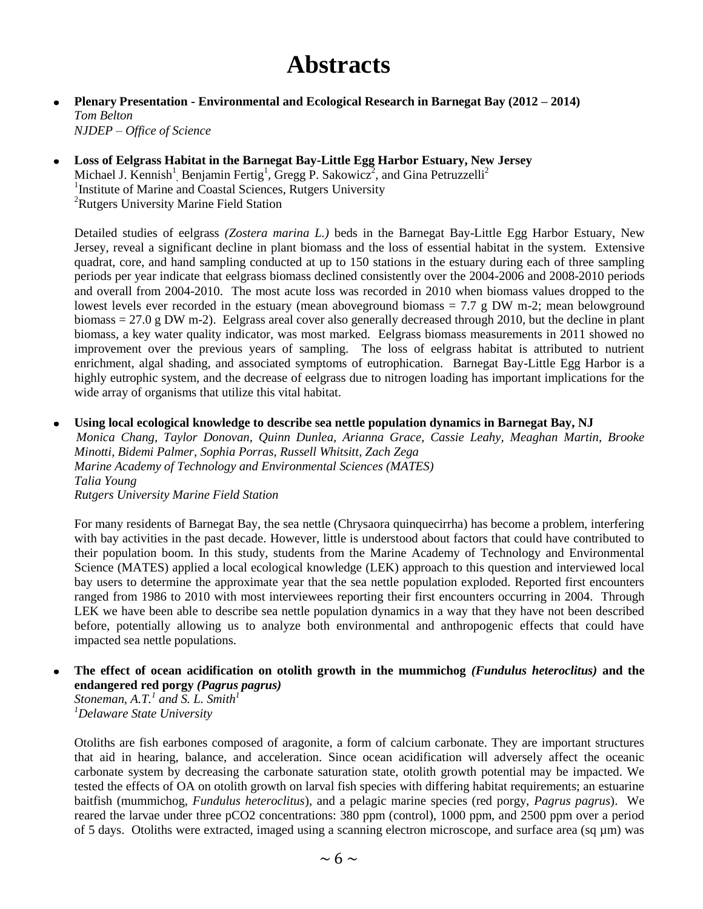# Abstracts

- **Plenary Presentation - Environmental and Ecological Research in Barnegat Bay (2012 – 2014)**
  *Tom Belton*
  *NJDEP – Office of Science*

- **Loss of Eelgrass Habitat in the Barnegat Bay-Little Egg Harbor Estuary, New Jersey**
  Michael J. Kennish[1], Benjamin Fertig[1], Gregg P. Sakowicz[2], and Gina Petruzzelli[2]
  [1]Institute of Marine and Coastal Sciences, Rutgers University
  [2]Rutgers University Marine Field Station

  Detailed studies of eelgrass *(Zostera marina L.)* beds in the Barnegat Bay-Little Egg Harbor Estuary, New Jersey, reveal a significant decline in plant biomass and the loss of essential habitat in the system. Extensive quadrat, core, and hand sampling conducted at up to 150 stations in the estuary during each of three sampling periods per year indicate that eelgrass biomass declined consistently over the 2004-2006 and 2008-2010 periods and overall from 2004-2010. The most acute loss was recorded in 2010 when biomass values dropped to the lowest levels ever recorded in the estuary (mean aboveground biomass = 7.7 g DW m-2; mean belowground biomass = 27.0 g DW m-2). Eelgrass areal cover also generally decreased through 2010, but the decline in plant biomass, a key water quality indicator, was most marked. Eelgrass biomass measurements in 2011 showed no improvement over the previous years of sampling. The loss of eelgrass habitat is attributed to nutrient enrichment, algal shading, and associated symptoms of eutrophication. Barnegat Bay-Little Egg Harbor is a highly eutrophic system, and the decrease of eelgrass due to nitrogen loading has important implications for the wide array of organisms that utilize this vital habitat.

- **Using local ecological knowledge to describe sea nettle population dynamics in Barnegat Bay, NJ**
  *Monica Chang, Taylor Donovan, Quinn Dunlea, Arianna Grace, Cassie Leahy, Meaghan Martin, Brooke Minotti, Bidemi Palmer, Sophia Porras, Russell Whitsitt, Zach Zega*
  *Marine Academy of Technology and Environmental Sciences (MATES)*
  *Talia Young*
  *Rutgers University Marine Field Station*

  For many residents of Barnegat Bay, the sea nettle (Chrysaora quinquecirrha) has become a problem, interfering with bay activities in the past decade. However, little is understood about factors that could have contributed to their population boom. In this study, students from the Marine Academy of Technology and Environmental Science (MATES) applied a local ecological knowledge (LEK) approach to this question and interviewed local bay users to determine the approximate year that the sea nettle population exploded. Reported first encounters ranged from 1986 to 2010 with most interviewees reporting their first encounters occurring in 2004. Through LEK we have been able to describe sea nettle population dynamics in a way that they have not been described before, potentially allowing us to analyze both environmental and anthropogenic effects that could have impacted sea nettle populations.

- **The effect of ocean acidification on otolith growth in the mummichog *(Fundulus heteroclitus)* and the endangered red porgy *(Pagrus pagrus)***
  *Stoneman, A.T.[1] and S. L. Smith[1]*
  *[1]Delaware State University*

  Otoliths are fish earbones composed of aragonite, a form of calcium carbonate. They are important structures that aid in hearing, balance, and acceleration. Since ocean acidification will adversely affect the oceanic carbonate system by decreasing the carbonate saturation state, otolith growth potential may be impacted. We tested the effects of OA on otolith growth on larval fish species with differing habitat requirements; an estuarine baitfish (mummichog, *Fundulus heteroclitus*), and a pelagic marine species (red porgy, *Pagrus pagrus*). We reared the larvae under three $pCO_2$ concentrations: 380 ppm (control), 1000 ppm, and 2500 ppm over a period of 5 days. Otoliths were extracted, imaged using a scanning electron microscope, and surface area (sq µm) was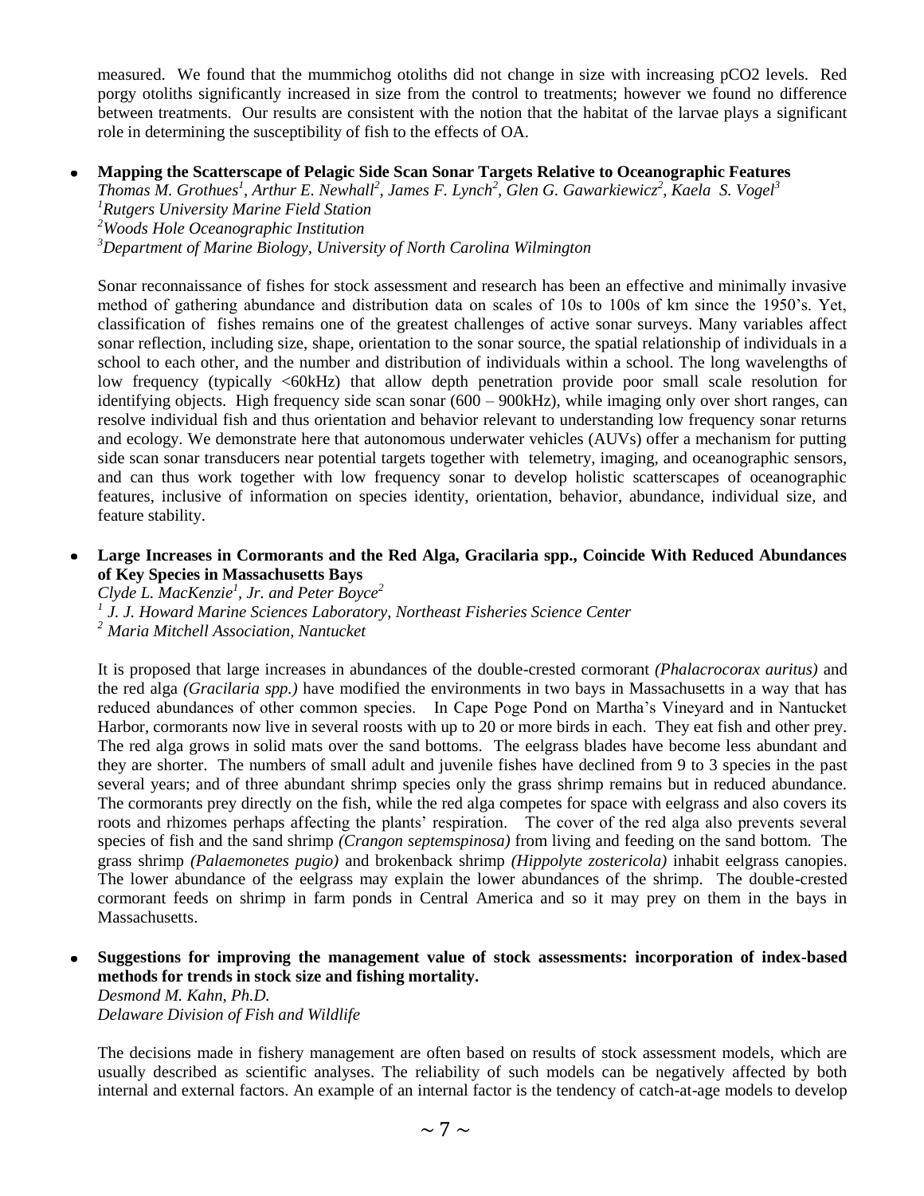measured. We found that the mummichog otoliths did not change in size with increasing pCO2 levels. Red porgy otoliths significantly increased in size from the control to treatments; however we found no difference between treatments. Our results are consistent with the notion that the habitat of the larvae plays a significant role in determining the susceptibility of fish to the effects of OA.

- **Mapping the Scatterscape of Pelagic Side Scan Sonar Targets Relative to Oceanographic Features**
  *Thomas M. Grothues[1], Arthur E. Newhall[2], James F. Lynch[2], Glen G. Gawarkiewicz[2], Kaela S. Vogel[3]*
  *[1]Rutgers University Marine Field Station*
  *[2]Woods Hole Oceanographic Institution*
  *[3]Department of Marine Biology, University of North Carolina Wilmington*

  Sonar reconnaissance of fishes for stock assessment and research has been an effective and minimally invasive method of gathering abundance and distribution data on scales of 10s to 100s of km since the 1950's. Yet, classification of fishes remains one of the greatest challenges of active sonar surveys. Many variables affect sonar reflection, including size, shape, orientation to the sonar source, the spatial relationship of individuals in a school to each other, and the number and distribution of individuals within a school. The long wavelengths of low frequency (typically <60kHz) that allow depth penetration provide poor small scale resolution for identifying objects. High frequency side scan sonar (600 – 900kHz), while imaging only over short ranges, can resolve individual fish and thus orientation and behavior relevant to understanding low frequency sonar returns and ecology. We demonstrate here that autonomous underwater vehicles (AUVs) offer a mechanism for putting side scan sonar transducers near potential targets together with telemetry, imaging, and oceanographic sensors, and can thus work together with low frequency sonar to develop holistic scatterscapes of oceanographic features, inclusive of information on species identity, orientation, behavior, abundance, individual size, and feature stability.

- **Large Increases in Cormorants and the Red Alga, Gracilaria spp., Coincide With Reduced Abundances of Key Species in Massachusetts Bays**
  *Clyde L. MacKenzie[1], Jr. and Peter Boyce[2]*
  *[1] J. J. Howard Marine Sciences Laboratory, Northeast Fisheries Science Center*
  *[2] Maria Mitchell Association, Nantucket*

  It is proposed that large increases in abundances of the double-crested cormorant *(Phalacrocorax auritus)* and the red alga *(Gracilaria spp.)* have modified the environments in two bays in Massachusetts in a way that has reduced abundances of other common species. In Cape Poge Pond on Martha's Vineyard and in Nantucket Harbor, cormorants now live in several roosts with up to 20 or more birds in each. They eat fish and other prey. The red alga grows in solid mats over the sand bottoms. The eelgrass blades have become less abundant and they are shorter. The numbers of small adult and juvenile fishes have declined from 9 to 3 species in the past several years; and of three abundant shrimp species only the grass shrimp remains but in reduced abundance. The cormorants prey directly on the fish, while the red alga competes for space with eelgrass and also covers its roots and rhizomes perhaps affecting the plants' respiration. The cover of the red alga also prevents several species of fish and the sand shrimp *(Crangon septemspinosa)* from living and feeding on the sand bottom. The grass shrimp *(Palaemonetes pugio)* and brokenback shrimp *(Hippolyte zostericola)* inhabit eelgrass canopies. The lower abundance of the eelgrass may explain the lower abundances of the shrimp. The double-crested cormorant feeds on shrimp in farm ponds in Central America and so it may prey on them in the bays in Massachusetts.

- **Suggestions for improving the management value of stock assessments: incorporation of index-based methods for trends in stock size and fishing mortality.**
  *Desmond M. Kahn, Ph.D.*
  *Delaware Division of Fish and Wildlife*

  The decisions made in fishery management are often based on results of stock assessment models, which are usually described as scientific analyses. The reliability of such models can be negatively affected by both internal and external factors. An example of an internal factor is the tendency of catch-at-age models to develop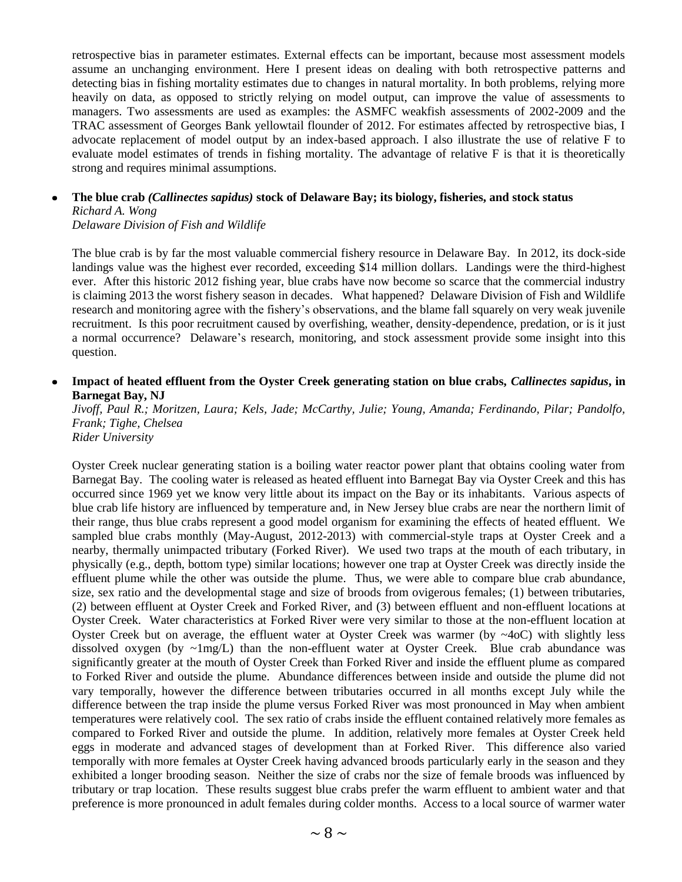retrospective bias in parameter estimates. External effects can be important, because most assessment models assume an unchanging environment. Here I present ideas on dealing with both retrospective patterns and detecting bias in fishing mortality estimates due to changes in natural mortality. In both problems, relying more heavily on data, as opposed to strictly relying on model output, can improve the value of assessments to managers. Two assessments are used as examples: the ASMFC weakfish assessments of 2002-2009 and the TRAC assessment of Georges Bank yellowtail flounder of 2012. For estimates affected by retrospective bias, I advocate replacement of model output by an index-based approach. I also illustrate the use of relative F to evaluate model estimates of trends in fishing mortality. The advantage of relative F is that it is theoretically strong and requires minimal assumptions.

- **The blue crab *(Callinectes sapidus)* stock of Delaware Bay; its biology, fisheries, and stock status**
  *Richard A. Wong*
  *Delaware Division of Fish and Wildlife*

  The blue crab is by far the most valuable commercial fishery resource in Delaware Bay. In 2012, its dock-side landings value was the highest ever recorded, exceeding $14 million dollars. Landings were the third-highest ever. After this historic 2012 fishing year, blue crabs have now become so scarce that the commercial industry is claiming 2013 the worst fishery season in decades. What happened? Delaware Division of Fish and Wildlife research and monitoring agree with the fishery's observations, and the blame fall squarely on very weak juvenile recruitment. Is this poor recruitment caused by overfishing, weather, density-dependence, predation, or is it just a normal occurrence? Delaware's research, monitoring, and stock assessment provide some insight into this question.

- **Impact of heated effluent from the Oyster Creek generating station on blue crabs, *Callinectes sapidus*, in Barnegat Bay, NJ**
  *Jivoff, Paul R.; Moritzen, Laura; Kels, Jade; McCarthy, Julie; Young, Amanda; Ferdinando, Pilar; Pandolfo, Frank; Tighe, Chelsea*
  *Rider University*

  Oyster Creek nuclear generating station is a boiling water reactor power plant that obtains cooling water from Barnegat Bay. The cooling water is released as heated effluent into Barnegat Bay via Oyster Creek and this has occurred since 1969 yet we know very little about its impact on the Bay or its inhabitants. Various aspects of blue crab life history are influenced by temperature and, in New Jersey blue crabs are near the northern limit of their range, thus blue crabs represent a good model organism for examining the effects of heated effluent. We sampled blue crabs monthly (May-August, 2012-2013) with commercial-style traps at Oyster Creek and a nearby, thermally unimpacted tributary (Forked River). We used two traps at the mouth of each tributary, in physically (e.g., depth, bottom type) similar locations; however one trap at Oyster Creek was directly inside the effluent plume while the other was outside the plume. Thus, we were able to compare blue crab abundance, size, sex ratio and the developmental stage and size of broods from ovigerous females; (1) between tributaries, (2) between effluent at Oyster Creek and Forked River, and (3) between effluent and non-effluent locations at Oyster Creek. Water characteristics at Forked River were very similar to those at the non-effluent location at Oyster Creek but on average, the effluent water at Oyster Creek was warmer (by ~4oC) with slightly less dissolved oxygen (by ~1mg/L) than the non-effluent water at Oyster Creek. Blue crab abundance was significantly greater at the mouth of Oyster Creek than Forked River and inside the effluent plume as compared to Forked River and outside the plume. Abundance differences between inside and outside the plume did not vary temporally, however the difference between tributaries occurred in all months except July while the difference between the trap inside the plume versus Forked River was most pronounced in May when ambient temperatures were relatively cool. The sex ratio of crabs inside the effluent contained relatively more females as compared to Forked River and outside the plume. In addition, relatively more females at Oyster Creek held eggs in moderate and advanced stages of development than at Forked River. This difference also varied temporally with more females at Oyster Creek having advanced broods particularly early in the season and they exhibited a longer brooding season. Neither the size of crabs nor the size of female broods was influenced by tributary or trap location. These results suggest blue crabs prefer the warm effluent to ambient water and that preference is more pronounced in adult females during colder months. Access to a local source of warmer water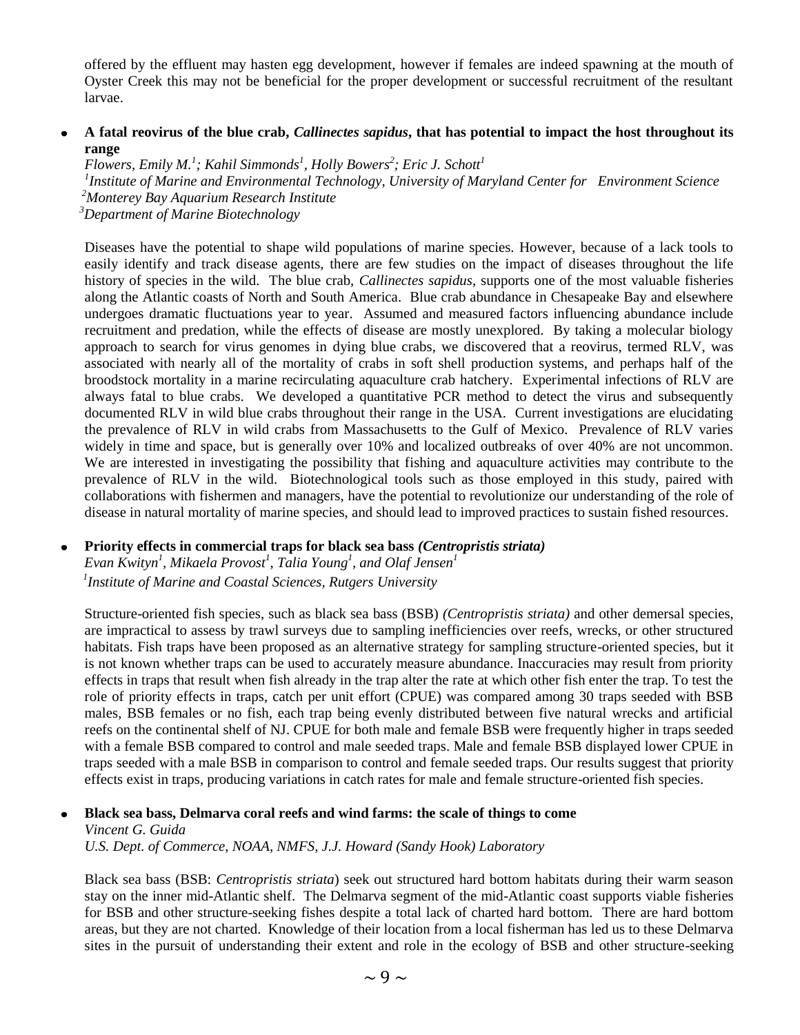offered by the effluent may hasten egg development, however if females are indeed spawning at the mouth of Oyster Creek this may not be beneficial for the proper development or successful recruitment of the resultant larvae.

- **A fatal reovirus of the blue crab, *Callinectes sapidus*, that has potential to impact the host throughout its range**

  *Flowers, Emily M.[1]; Kahil Simmonds[1], Holly Bowers[2]; Eric J. Schott[1]*
  *[1]Institute of Marine and Environmental Technology, University of Maryland Center for Environment Science*
  *[2]Monterey Bay Aquarium Research Institute*
  *[3]Department of Marine Biotechnology*

  Diseases have the potential to shape wild populations of marine species. However, because of a lack tools to easily identify and track disease agents, there are few studies on the impact of diseases throughout the life history of species in the wild. The blue crab, *Callinectes sapidus*, supports one of the most valuable fisheries along the Atlantic coasts of North and South America. Blue crab abundance in Chesapeake Bay and elsewhere undergoes dramatic fluctuations year to year. Assumed and measured factors influencing abundance include recruitment and predation, while the effects of disease are mostly unexplored. By taking a molecular biology approach to search for virus genomes in dying blue crabs, we discovered that a reovirus, termed RLV, was associated with nearly all of the mortality of crabs in soft shell production systems, and perhaps half of the broodstock mortality in a marine recirculating aquaculture crab hatchery. Experimental infections of RLV are always fatal to blue crabs. We developed a quantitative PCR method to detect the virus and subsequently documented RLV in wild blue crabs throughout their range in the USA. Current investigations are elucidating the prevalence of RLV in wild crabs from Massachusetts to the Gulf of Mexico. Prevalence of RLV varies widely in time and space, but is generally over 10% and localized outbreaks of over 40% are not uncommon. We are interested in investigating the possibility that fishing and aquaculture activities may contribute to the prevalence of RLV in the wild. Biotechnological tools such as those employed in this study, paired with collaborations with fishermen and managers, have the potential to revolutionize our understanding of the role of disease in natural mortality of marine species, and should lead to improved practices to sustain fished resources.

- **Priority effects in commercial traps for black sea bass *(Centropristis striata)***

  *Evan Kwityn[1], Mikaela Provost[1], Talia Young[1], and Olaf Jensen[1]*
  *[1]Institute of Marine and Coastal Sciences, Rutgers University*

  Structure-oriented fish species, such as black sea bass (BSB) *(Centropristis striata)* and other demersal species, are impractical to assess by trawl surveys due to sampling inefficiencies over reefs, wrecks, or other structured habitats. Fish traps have been proposed as an alternative strategy for sampling structure-oriented species, but it is not known whether traps can be used to accurately measure abundance. Inaccuracies may result from priority effects in traps that result when fish already in the trap alter the rate at which other fish enter the trap. To test the role of priority effects in traps, catch per unit effort (CPUE) was compared among 30 traps seeded with BSB males, BSB females or no fish, each trap being evenly distributed between five natural wrecks and artificial reefs on the continental shelf of NJ. CPUE for both male and female BSB were frequently higher in traps seeded with a female BSB compared to control and male seeded traps. Male and female BSB displayed lower CPUE in traps seeded with a male BSB in comparison to control and female seeded traps. Our results suggest that priority effects exist in traps, producing variations in catch rates for male and female structure-oriented fish species.

- **Black sea bass, Delmarva coral reefs and wind farms: the scale of things to come**

  *Vincent G. Guida*
  *U.S. Dept. of Commerce, NOAA, NMFS, J.J. Howard (Sandy Hook) Laboratory*

  Black sea bass (BSB: *Centropristis striata*) seek out structured hard bottom habitats during their warm season stay on the inner mid-Atlantic shelf. The Delmarva segment of the mid-Atlantic coast supports viable fisheries for BSB and other structure-seeking fishes despite a total lack of charted hard bottom. There are hard bottom areas, but they are not charted. Knowledge of their location from a local fisherman has led us to these Delmarva sites in the pursuit of understanding their extent and role in the ecology of BSB and other structure-seeking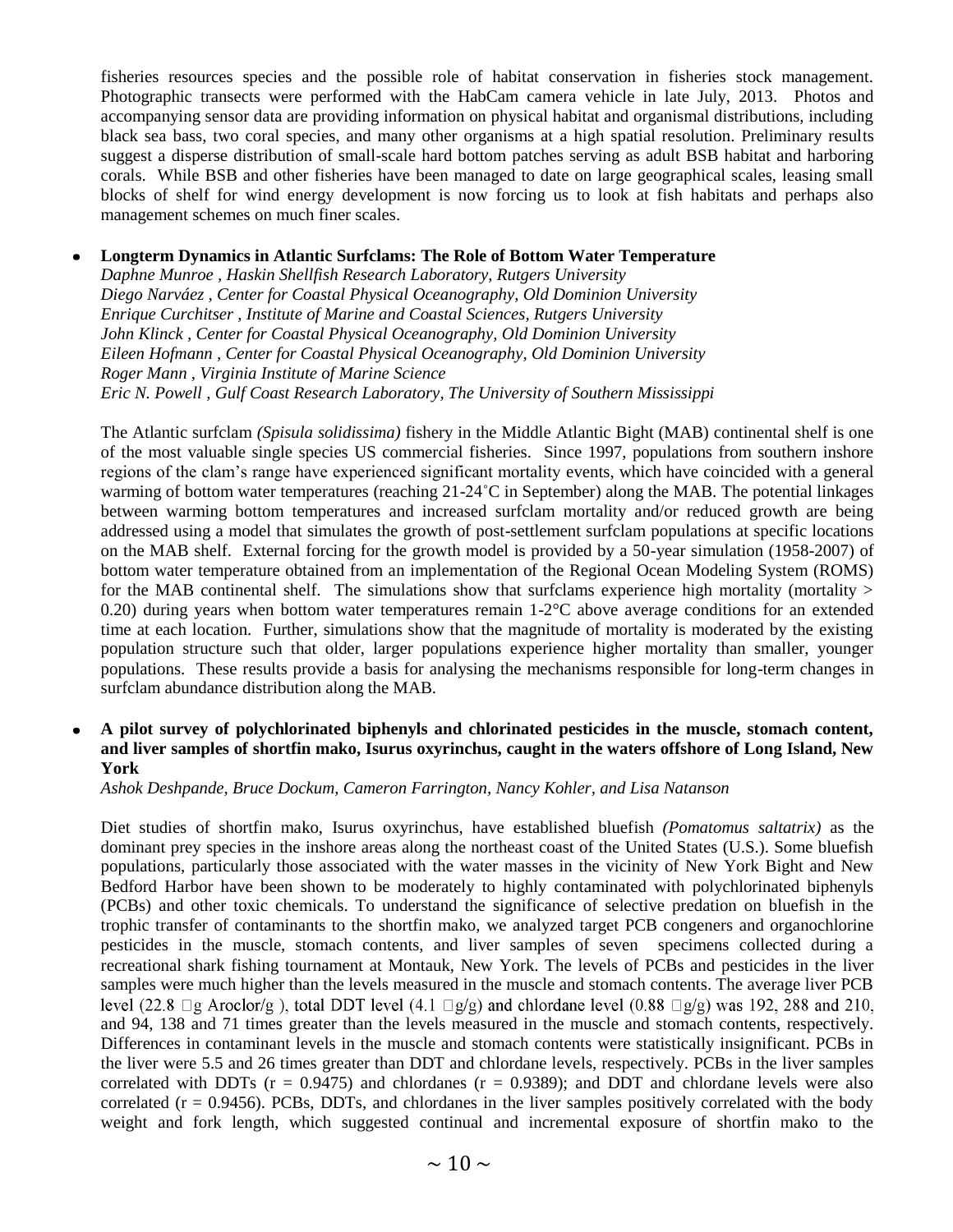fisheries resources species and the possible role of habitat conservation in fisheries stock management. Photographic transects were performed with the HabCam camera vehicle in late July, 2013. Photos and accompanying sensor data are providing information on physical habitat and organismal distributions, including black sea bass, two coral species, and many other organisms at a high spatial resolution. Preliminary results suggest a disperse distribution of small-scale hard bottom patches serving as adult BSB habitat and harboring corals. While BSB and other fisheries have been managed to date on large geographical scales, leasing small blocks of shelf for wind energy development is now forcing us to look at fish habitats and perhaps also management schemes on much finer scales.

- **Longterm Dynamics in Atlantic Surfclams: The Role of Bottom Water Temperature**

  *Daphne Munroe , Haskin Shellfish Research Laboratory, Rutgers University*
  *Diego Narváez , Center for Coastal Physical Oceanography, Old Dominion University*
  *Enrique Curchitser , Institute of Marine and Coastal Sciences, Rutgers University*
  *John Klinck , Center for Coastal Physical Oceanography, Old Dominion University*
  *Eileen Hofmann , Center for Coastal Physical Oceanography, Old Dominion University*
  *Roger Mann , Virginia Institute of Marine Science*
  *Eric N. Powell , Gulf Coast Research Laboratory, The University of Southern Mississippi*

  The Atlantic surfclam *(Spisula solidissima)* fishery in the Middle Atlantic Bight (MAB) continental shelf is one of the most valuable single species US commercial fisheries. Since 1997, populations from southern inshore regions of the clam's range have experienced significant mortality events, which have coincided with a general warming of bottom water temperatures (reaching 21-24˚C in September) along the MAB. The potential linkages between warming bottom temperatures and increased surfclam mortality and/or reduced growth are being addressed using a model that simulates the growth of post-settlement surfclam populations at specific locations on the MAB shelf. External forcing for the growth model is provided by a 50-year simulation (1958-2007) of bottom water temperature obtained from an implementation of the Regional Ocean Modeling System (ROMS) for the MAB continental shelf. The simulations show that surfclams experience high mortality (mortality > 0.20) during years when bottom water temperatures remain 1-2°C above average conditions for an extended time at each location. Further, simulations show that the magnitude of mortality is moderated by the existing population structure such that older, larger populations experience higher mortality than smaller, younger populations. These results provide a basis for analysing the mechanisms responsible for long-term changes in surfclam abundance distribution along the MAB.

- **A pilot survey of polychlorinated biphenyls and chlorinated pesticides in the muscle, stomach content, and liver samples of shortfin mako, Isurus oxyrinchus, caught in the waters offshore of Long Island, New York**

  *Ashok Deshpande, Bruce Dockum, Cameron Farrington, Nancy Kohler, and Lisa Natanson*

  Diet studies of shortfin mako, Isurus oxyrinchus, have established bluefish *(Pomatomus saltatrix)* as the dominant prey species in the inshore areas along the northeast coast of the United States (U.S.). Some bluefish populations, particularly those associated with the water masses in the vicinity of New York Bight and New Bedford Harbor have been shown to be moderately to highly contaminated with polychlorinated biphenyls (PCBs) and other toxic chemicals. To understand the significance of selective predation on bluefish in the trophic transfer of contaminants to the shortfin mako, we analyzed target PCB congeners and organochlorine pesticides in the muscle, stomach contents, and liver samples of seven specimens collected during a recreational shark fishing tournament at Montauk, New York. The levels of PCBs and pesticides in the liver samples were much higher than the levels measured in the muscle and stomach contents. The average liver PCB level (22.8 □g Aroclor/g ), total DDT level (4.1 □g/g) and chlordane level (0.88 □g/g) was 192, 288 and 210, and 94, 138 and 71 times greater than the levels measured in the muscle and stomach contents, respectively. Differences in contaminant levels in the muscle and stomach contents were statistically insignificant. PCBs in the liver were 5.5 and 26 times greater than DDT and chlordane levels, respectively. PCBs in the liver samples correlated with DDTs ($r = 0.9475$) and chlordanes ($r = 0.9389$); and DDT and chlordane levels were also correlated ($r = 0.9456$). PCBs, DDTs, and chlordanes in the liver samples positively correlated with the body weight and fork length, which suggested continual and incremental exposure of shortfin mako to the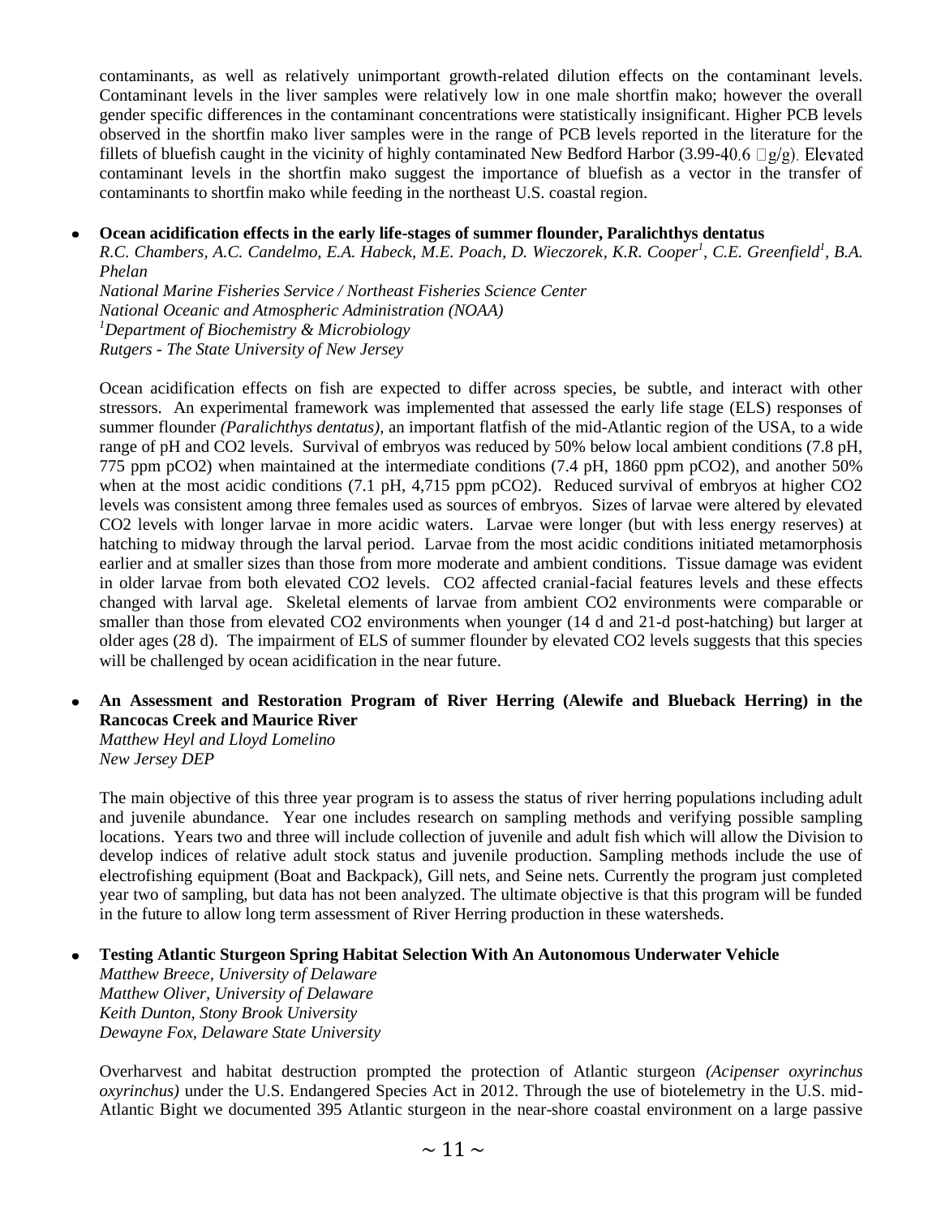contaminants, as well as relatively unimportant growth-related dilution effects on the contaminant levels. Contaminant levels in the liver samples were relatively low in one male shortfin mako; however the overall gender specific differences in the contaminant concentrations were statistically insignificant. Higher PCB levels observed in the shortfin mako liver samples were in the range of PCB levels reported in the literature for the fillets of bluefish caught in the vicinity of highly contaminated New Bedford Harbor (3.99-40.6 µg/g). Elevated contaminant levels in the shortfin mako suggest the importance of bluefish as a vector in the transfer of contaminants to shortfin mako while feeding in the northeast U.S. coastal region.

- **Ocean acidification effects in the early life-stages of summer flounder, Paralichthys dentatus**

  *R.C. Chambers, A.C. Candelmo, E.A. Habeck, M.E. Poach, D. Wieczorek, K.R. Cooper[1], C.E. Greenfield[1], B.A. Phelan*
  *National Marine Fisheries Service / Northeast Fisheries Science Center*
  *National Oceanic and Atmospheric Administration (NOAA)*
  *[1]Department of Biochemistry & Microbiology*
  *Rutgers - The State University of New Jersey*

  Ocean acidification effects on fish are expected to differ across species, be subtle, and interact with other stressors. An experimental framework was implemented that assessed the early life stage (ELS) responses of summer flounder *(Paralichthys dentatus)*, an important flatfish of the mid-Atlantic region of the USA, to a wide range of pH and CO2 levels. Survival of embryos was reduced by 50% below local ambient conditions (7.8 pH, 775 ppm pCO2) when maintained at the intermediate conditions (7.4 pH, 1860 ppm pCO2), and another 50% when at the most acidic conditions (7.1 pH, 4,715 ppm pCO2). Reduced survival of embryos at higher CO2 levels was consistent among three females used as sources of embryos. Sizes of larvae were altered by elevated CO2 levels with longer larvae in more acidic waters. Larvae were longer (but with less energy reserves) at hatching to midway through the larval period. Larvae from the most acidic conditions initiated metamorphosis earlier and at smaller sizes than those from more moderate and ambient conditions. Tissue damage was evident in older larvae from both elevated CO2 levels. CO2 affected cranial-facial features levels and these effects changed with larval age. Skeletal elements of larvae from ambient CO2 environments were comparable or smaller than those from elevated CO2 environments when younger (14 d and 21-d post-hatching) but larger at older ages (28 d). The impairment of ELS of summer flounder by elevated CO2 levels suggests that this species will be challenged by ocean acidification in the near future.

- **An Assessment and Restoration Program of River Herring (Alewife and Blueback Herring) in the Rancocas Creek and Maurice River**

  *Matthew Heyl and Lloyd Lomelino*
  *New Jersey DEP*

  The main objective of this three year program is to assess the status of river herring populations including adult and juvenile abundance. Year one includes research on sampling methods and verifying possible sampling locations. Years two and three will include collection of juvenile and adult fish which will allow the Division to develop indices of relative adult stock status and juvenile production. Sampling methods include the use of electrofishing equipment (Boat and Backpack), Gill nets, and Seine nets. Currently the program just completed year two of sampling, but data has not been analyzed. The ultimate objective is that this program will be funded in the future to allow long term assessment of River Herring production in these watersheds.

- **Testing Atlantic Sturgeon Spring Habitat Selection With An Autonomous Underwater Vehicle**

  *Matthew Breece, University of Delaware*
  *Matthew Oliver, University of Delaware*
  *Keith Dunton, Stony Brook University*
  *Dewayne Fox, Delaware State University*

  Overharvest and habitat destruction prompted the protection of Atlantic sturgeon *(Acipenser oxyrinchus oxyrinchus)* under the U.S. Endangered Species Act in 2012. Through the use of biotelemetry in the U.S. mid-Atlantic Bight we documented 395 Atlantic sturgeon in the near-shore coastal environment on a large passive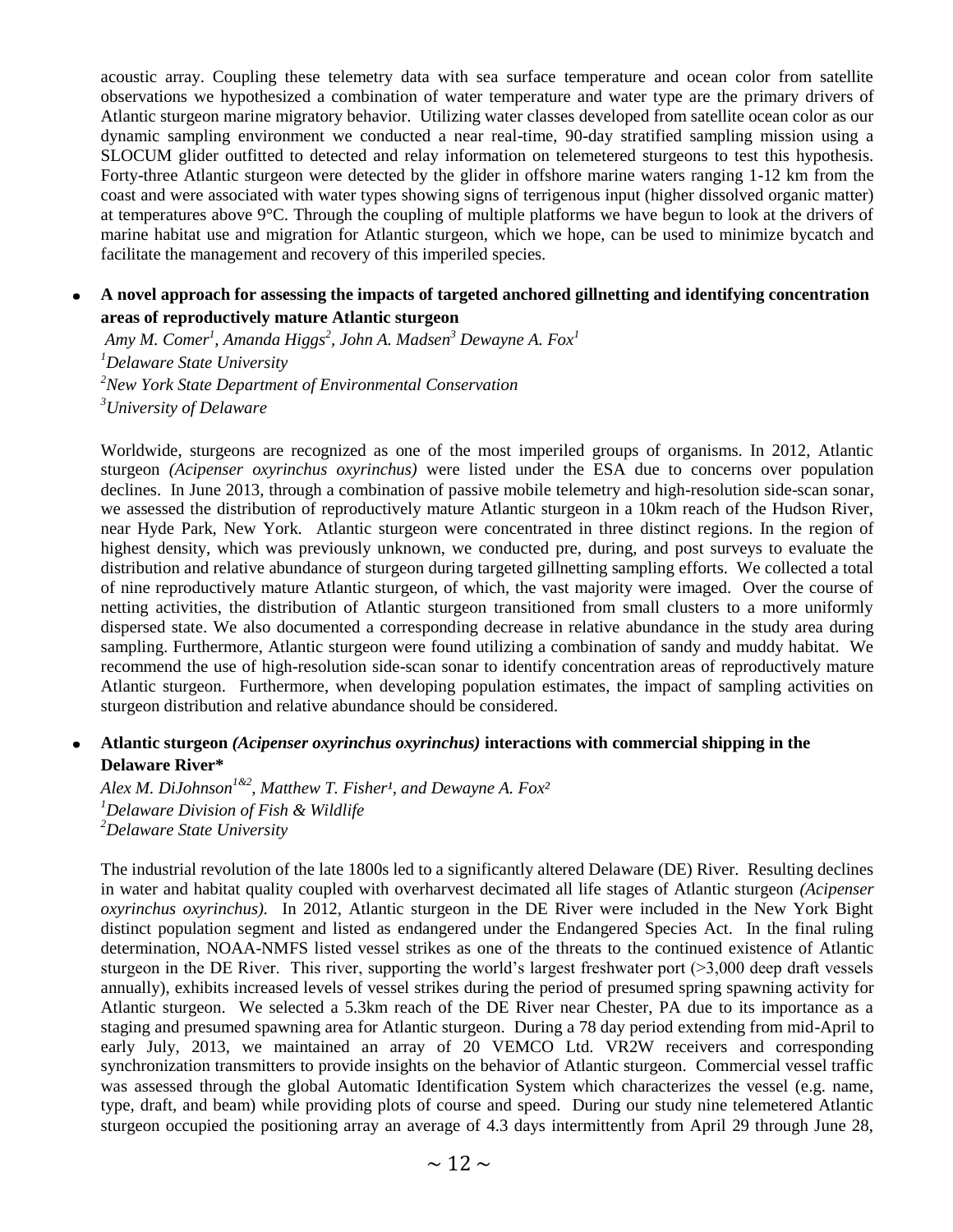acoustic array. Coupling these telemetry data with sea surface temperature and ocean color from satellite observations we hypothesized a combination of water temperature and water type are the primary drivers of Atlantic sturgeon marine migratory behavior. Utilizing water classes developed from satellite ocean color as our dynamic sampling environment we conducted a near real-time, 90-day stratified sampling mission using a SLOCUM glider outfitted to detected and relay information on telemetered sturgeons to test this hypothesis. Forty-three Atlantic sturgeon were detected by the glider in offshore marine waters ranging 1-12 km from the coast and were associated with water types showing signs of terrigenous input (higher dissolved organic matter) at temperatures above 9°C. Through the coupling of multiple platforms we have begun to look at the drivers of marine habitat use and migration for Atlantic sturgeon, which we hope, can be used to minimize bycatch and facilitate the management and recovery of this imperiled species.

- **A novel approach for assessing the impacts of targeted anchored gillnetting and identifying concentration areas of reproductively mature Atlantic sturgeon**

  *Amy M. Comer[1], Amanda Higgs[2], John A. Madsen[3] Dewayne A. Fox[1]*
  *[1]Delaware State University*
  *[2]New York State Department of Environmental Conservation*
  *[3]University of Delaware*

  Worldwide, sturgeons are recognized as one of the most imperiled groups of organisms. In 2012, Atlantic sturgeon *(Acipenser oxyrinchus oxyrinchus)* were listed under the ESA due to concerns over population declines. In June 2013, through a combination of passive mobile telemetry and high-resolution side-scan sonar, we assessed the distribution of reproductively mature Atlantic sturgeon in a 10km reach of the Hudson River, near Hyde Park, New York. Atlantic sturgeon were concentrated in three distinct regions. In the region of highest density, which was previously unknown, we conducted pre, during, and post surveys to evaluate the distribution and relative abundance of sturgeon during targeted gillnetting sampling efforts. We collected a total of nine reproductively mature Atlantic sturgeon, of which, the vast majority were imaged. Over the course of netting activities, the distribution of Atlantic sturgeon transitioned from small clusters to a more uniformly dispersed state. We also documented a corresponding decrease in relative abundance in the study area during sampling. Furthermore, Atlantic sturgeon were found utilizing a combination of sandy and muddy habitat. We recommend the use of high-resolution side-scan sonar to identify concentration areas of reproductively mature Atlantic sturgeon. Furthermore, when developing population estimates, the impact of sampling activities on sturgeon distribution and relative abundance should be considered.

- **Atlantic sturgeon *(Acipenser oxyrinchus oxyrinchus)* interactions with commercial shipping in the Delaware River***

  *Alex M. DiJohnson[1&2], Matthew T. Fisher[1], and Dewayne A. Fox[2]*
  *[1]Delaware Division of Fish & Wildlife*
  *[2]Delaware State University*

  The industrial revolution of the late 1800s led to a significantly altered Delaware (DE) River. Resulting declines in water and habitat quality coupled with overharvest decimated all life stages of Atlantic sturgeon *(Acipenser oxyrinchus oxyrinchus)*. In 2012, Atlantic sturgeon in the DE River were included in the New York Bight distinct population segment and listed as endangered under the Endangered Species Act. In the final ruling determination, NOAA-NMFS listed vessel strikes as one of the threats to the continued existence of Atlantic sturgeon in the DE River. This river, supporting the world's largest freshwater port (>3,000 deep draft vessels annually), exhibits increased levels of vessel strikes during the period of presumed spring spawning activity for Atlantic sturgeon. We selected a 5.3km reach of the DE River near Chester, PA due to its importance as a staging and presumed spawning area for Atlantic sturgeon. During a 78 day period extending from mid-April to early July, 2013, we maintained an array of 20 VEMCO Ltd. VR2W receivers and corresponding synchronization transmitters to provide insights on the behavior of Atlantic sturgeon. Commercial vessel traffic was assessed through the global Automatic Identification System which characterizes the vessel (e.g. name, type, draft, and beam) while providing plots of course and speed. During our study nine telemetered Atlantic sturgeon occupied the positioning array an average of 4.3 days intermittently from April 29 through June 28,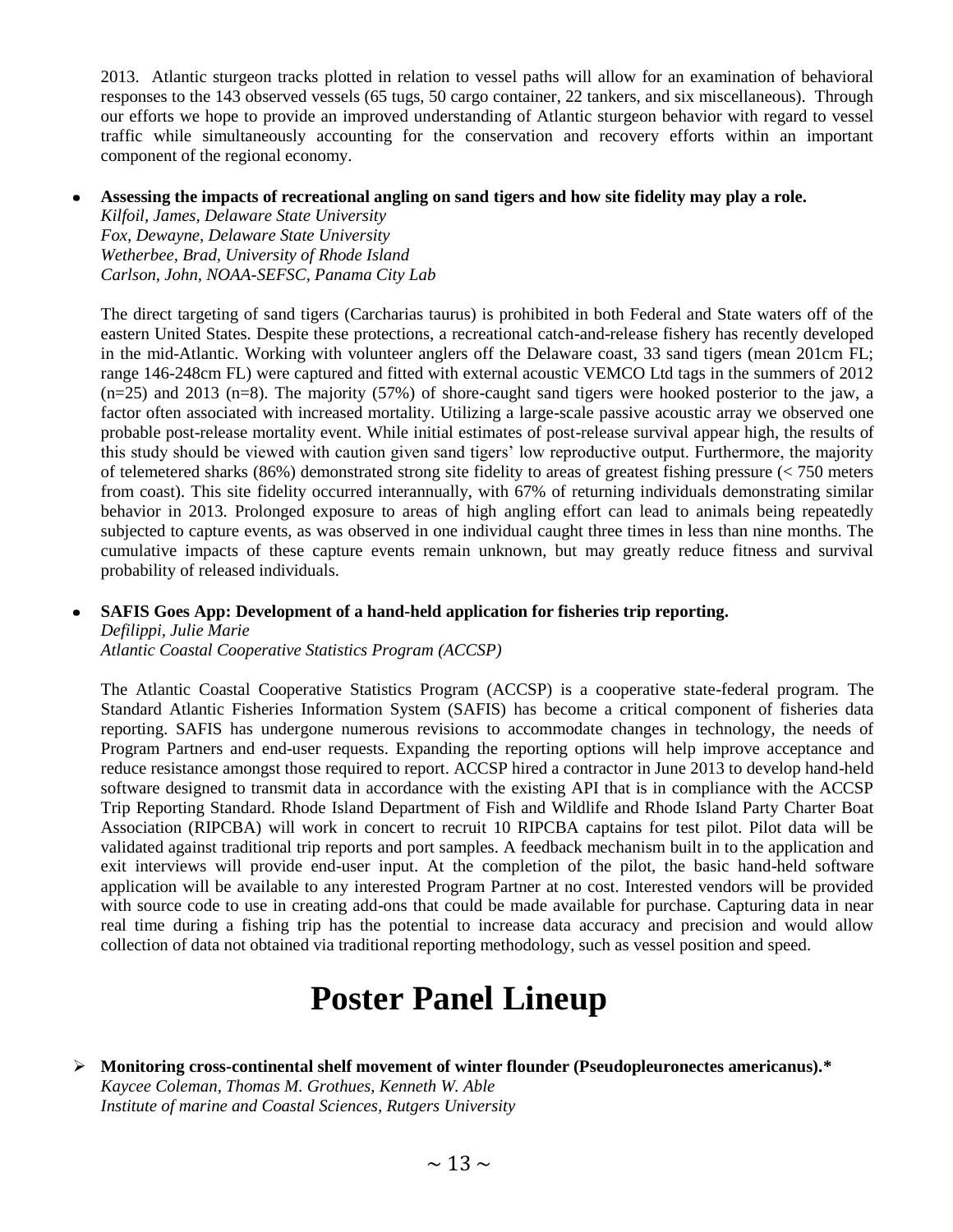2013. Atlantic sturgeon tracks plotted in relation to vessel paths will allow for an examination of behavioral responses to the 143 observed vessels (65 tugs, 50 cargo container, 22 tankers, and six miscellaneous). Through our efforts we hope to provide an improved understanding of Atlantic sturgeon behavior with regard to vessel traffic while simultaneously accounting for the conservation and recovery efforts within an important component of the regional economy.

- **Assessing the impacts of recreational angling on sand tigers and how site fidelity may play a role.**
  *Kilfoil, James, Delaware State University*
  *Fox, Dewayne, Delaware State University*
  *Wetherbee, Brad, University of Rhode Island*
  *Carlson, John, NOAA-SEFSC, Panama City Lab*

  The direct targeting of sand tigers (Carcharias taurus) is prohibited in both Federal and State waters off of the eastern United States. Despite these protections, a recreational catch-and-release fishery has recently developed in the mid-Atlantic. Working with volunteer anglers off the Delaware coast, 33 sand tigers (mean 201cm FL; range 146-248cm FL) were captured and fitted with external acoustic VEMCO Ltd tags in the summers of 2012 (n=25) and 2013 (n=8). The majority (57%) of shore-caught sand tigers were hooked posterior to the jaw, a factor often associated with increased mortality. Utilizing a large-scale passive acoustic array we observed one probable post-release mortality event. While initial estimates of post-release survival appear high, the results of this study should be viewed with caution given sand tigers' low reproductive output. Furthermore, the majority of telemetered sharks (86%) demonstrated strong site fidelity to areas of greatest fishing pressure (< 750 meters from coast). This site fidelity occurred interannually, with 67% of returning individuals demonstrating similar behavior in 2013. Prolonged exposure to areas of high angling effort can lead to animals being repeatedly subjected to capture events, as was observed in one individual caught three times in less than nine months. The cumulative impacts of these capture events remain unknown, but may greatly reduce fitness and survival probability of released individuals.

- **SAFIS Goes App: Development of a hand-held application for fisheries trip reporting.**
  *Defilippi, Julie Marie*
  *Atlantic Coastal Cooperative Statistics Program (ACCSP)*

  The Atlantic Coastal Cooperative Statistics Program (ACCSP) is a cooperative state-federal program. The Standard Atlantic Fisheries Information System (SAFIS) has become a critical component of fisheries data reporting. SAFIS has undergone numerous revisions to accommodate changes in technology, the needs of Program Partners and end-user requests. Expanding the reporting options will help improve acceptance and reduce resistance amongst those required to report. ACCSP hired a contractor in June 2013 to develop hand-held software designed to transmit data in accordance with the existing API that is in compliance with the ACCSP Trip Reporting Standard. Rhode Island Department of Fish and Wildlife and Rhode Island Party Charter Boat Association (RIPCBA) will work in concert to recruit 10 RIPCBA captains for test pilot. Pilot data will be validated against traditional trip reports and port samples. A feedback mechanism built in to the application and exit interviews will provide end-user input. At the completion of the pilot, the basic hand-held software application will be available to any interested Program Partner at no cost. Interested vendors will be provided with source code to use in creating add-ons that could be made available for purchase. Capturing data in near real time during a fishing trip has the potential to increase data accuracy and precision and would allow collection of data not obtained via traditional reporting methodology, such as vessel position and speed.

# Poster Panel Lineup

- **Monitoring cross-continental shelf movement of winter flounder (Pseudopleuronectes americanus).***
  *Kaycee Coleman, Thomas M. Grothues, Kenneth W. Able*
  *Institute of marine and Coastal Sciences, Rutgers University*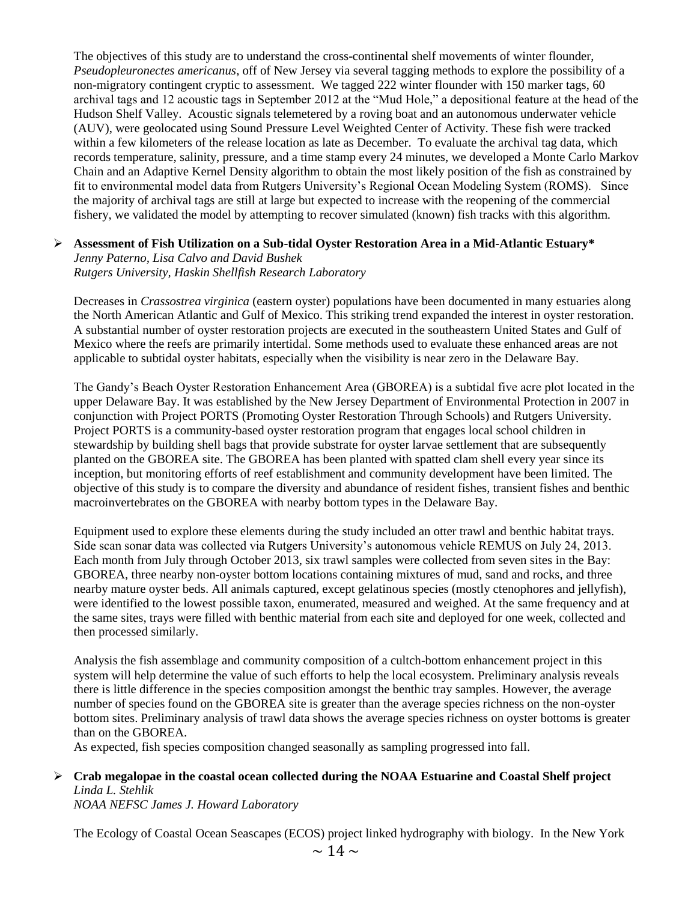The objectives of this study are to understand the cross-continental shelf movements of winter flounder, *Pseudopleuronectes americanus*, off of New Jersey via several tagging methods to explore the possibility of a non-migratory contingent cryptic to assessment. We tagged 222 winter flounder with 150 marker tags, 60 archival tags and 12 acoustic tags in September 2012 at the "Mud Hole," a depositional feature at the head of the Hudson Shelf Valley. Acoustic signals telemetered by a roving boat and an autonomous underwater vehicle (AUV), were geolocated using Sound Pressure Level Weighted Center of Activity. These fish were tracked within a few kilometers of the release location as late as December. To evaluate the archival tag data, which records temperature, salinity, pressure, and a time stamp every 24 minutes, we developed a Monte Carlo Markov Chain and an Adaptive Kernel Density algorithm to obtain the most likely position of the fish as constrained by fit to environmental model data from Rutgers University's Regional Ocean Modeling System (ROMS). Since the majority of archival tags are still at large but expected to increase with the reopening of the commercial fishery, we validated the model by attempting to recover simulated (known) fish tracks with this algorithm.

- **Assessment of Fish Utilization on a Sub-tidal Oyster Restoration Area in a Mid-Atlantic Estuary***
  *Jenny Paterno, Lisa Calvo and David Bushek*
  *Rutgers University, Haskin Shellfish Research Laboratory*

Decreases in *Crassostrea virginica* (eastern oyster) populations have been documented in many estuaries along the North American Atlantic and Gulf of Mexico. This striking trend expanded the interest in oyster restoration. A substantial number of oyster restoration projects are executed in the southeastern United States and Gulf of Mexico where the reefs are primarily intertidal. Some methods used to evaluate these enhanced areas are not applicable to subtidal oyster habitats, especially when the visibility is near zero in the Delaware Bay.

The Gandy's Beach Oyster Restoration Enhancement Area (GBOREA) is a subtidal five acre plot located in the upper Delaware Bay. It was established by the New Jersey Department of Environmental Protection in 2007 in conjunction with Project PORTS (Promoting Oyster Restoration Through Schools) and Rutgers University. Project PORTS is a community-based oyster restoration program that engages local school children in stewardship by building shell bags that provide substrate for oyster larvae settlement that are subsequently planted on the GBOREA site. The GBOREA has been planted with spatted clam shell every year since its inception, but monitoring efforts of reef establishment and community development have been limited. The objective of this study is to compare the diversity and abundance of resident fishes, transient fishes and benthic macroinvertebrates on the GBOREA with nearby bottom types in the Delaware Bay.

Equipment used to explore these elements during the study included an otter trawl and benthic habitat trays. Side scan sonar data was collected via Rutgers University's autonomous vehicle REMUS on July 24, 2013. Each month from July through October 2013, six trawl samples were collected from seven sites in the Bay: GBOREA, three nearby non-oyster bottom locations containing mixtures of mud, sand and rocks, and three nearby mature oyster beds. All animals captured, except gelatinous species (mostly ctenophores and jellyfish), were identified to the lowest possible taxon, enumerated, measured and weighed. At the same frequency and at the same sites, trays were filled with benthic material from each site and deployed for one week, collected and then processed similarly.

Analysis the fish assemblage and community composition of a cultch-bottom enhancement project in this system will help determine the value of such efforts to help the local ecosystem. Preliminary analysis reveals there is little difference in the species composition amongst the benthic tray samples. However, the average number of species found on the GBOREA site is greater than the average species richness on the non-oyster bottom sites. Preliminary analysis of trawl data shows the average species richness on oyster bottoms is greater than on the GBOREA.
As expected, fish species composition changed seasonally as sampling progressed into fall.

- **Crab megalopae in the coastal ocean collected during the NOAA Estuarine and Coastal Shelf project**
  *Linda L. Stehlik*
  *NOAA NEFSC James J. Howard Laboratory*

The Ecology of Coastal Ocean Seascapes (ECOS) project linked hydrography with biology. In the New York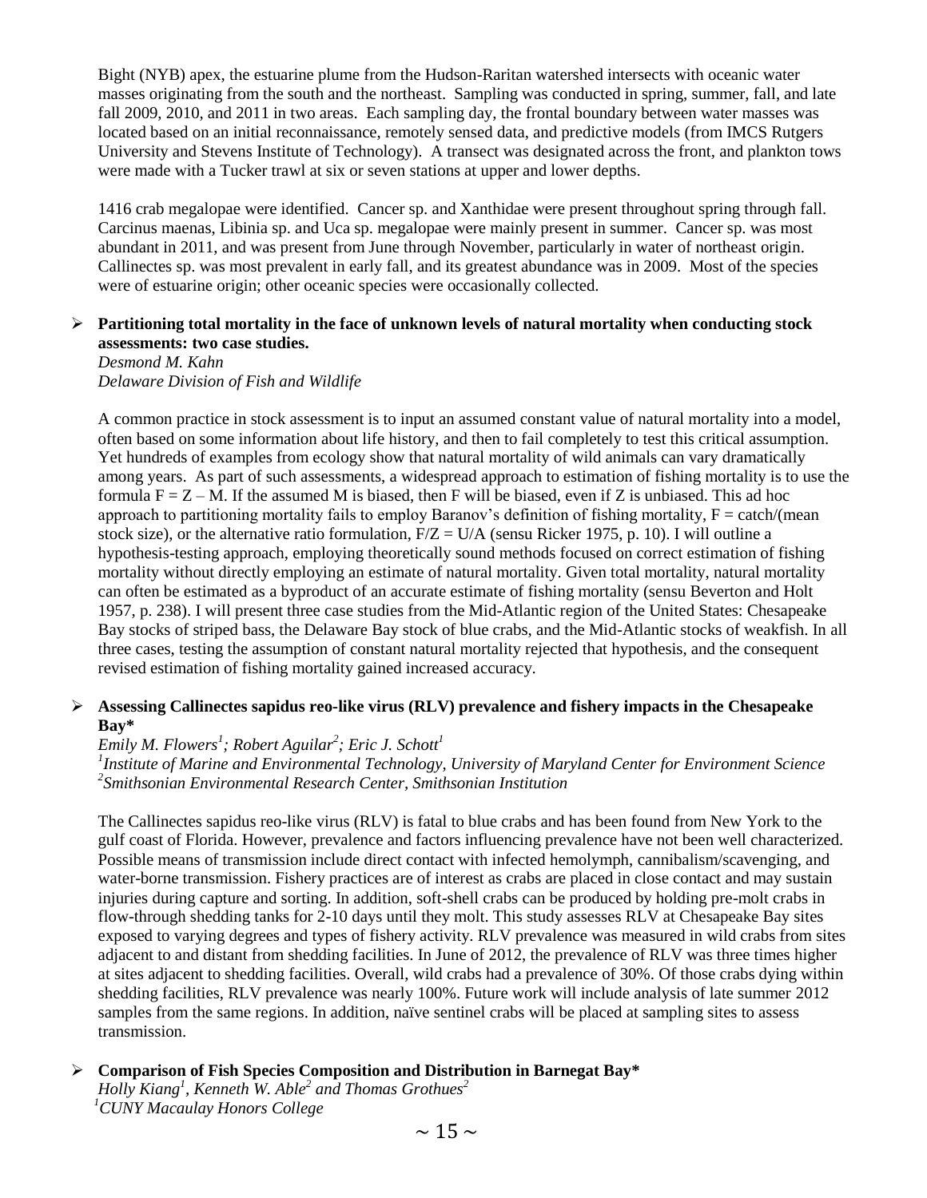Bight (NYB) apex, the estuarine plume from the Hudson-Raritan watershed intersects with oceanic water masses originating from the south and the northeast. Sampling was conducted in spring, summer, fall, and late fall 2009, 2010, and 2011 in two areas. Each sampling day, the frontal boundary between water masses was located based on an initial reconnaissance, remotely sensed data, and predictive models (from IMCS Rutgers University and Stevens Institute of Technology). A transect was designated across the front, and plankton tows were made with a Tucker trawl at six or seven stations at upper and lower depths.

1416 crab megalopae were identified. Cancer sp. and Xanthidae were present throughout spring through fall. Carcinus maenas, Libinia sp. and Uca sp. megalopae were mainly present in summer. Cancer sp. was most abundant in 2011, and was present from June through November, particularly in water of northeast origin. Callinectes sp. was most prevalent in early fall, and its greatest abundance was in 2009. Most of the species were of estuarine origin; other oceanic species were occasionally collected.

- **Partitioning total mortality in the face of unknown levels of natural mortality when conducting stock assessments: two case studies.**
  *Desmond M. Kahn*
  *Delaware Division of Fish and Wildlife*

  A common practice in stock assessment is to input an assumed constant value of natural mortality into a model, often based on some information about life history, and then to fail completely to test this critical assumption. Yet hundreds of examples from ecology show that natural mortality of wild animals can vary dramatically among years. As part of such assessments, a widespread approach to estimation of fishing mortality is to use the formula $F = Z – M$. If the assumed M is biased, then F will be biased, even if Z is unbiased. This ad hoc approach to partitioning mortality fails to employ Baranov's definition of fishing mortality, $F$ = catch/(mean stock size), or the alternative ratio formulation, $F/Z = U/A$ (sensu Ricker 1975, p. 10). I will outline a hypothesis-testing approach, employing theoretically sound methods focused on correct estimation of fishing mortality without directly employing an estimate of natural mortality. Given total mortality, natural mortality can often be estimated as a byproduct of an accurate estimate of fishing mortality (sensu Beverton and Holt 1957, p. 238). I will present three case studies from the Mid-Atlantic region of the United States: Chesapeake Bay stocks of striped bass, the Delaware Bay stock of blue crabs, and the Mid-Atlantic stocks of weakfish. In all three cases, testing the assumption of constant natural mortality rejected that hypothesis, and the consequent revised estimation of fishing mortality gained increased accuracy.

- **Assessing Callinectes sapidus reo-like virus (RLV) prevalence and fishery impacts in the Chesapeake Bay***
  *Emily M. Flowers[1]; Robert Aguilar[2]; Eric J. Schott[1]*
  *[1]Institute of Marine and Environmental Technology, University of Maryland Center for Environment Science*
  *[2]Smithsonian Environmental Research Center, Smithsonian Institution*

  The Callinectes sapidus reo-like virus (RLV) is fatal to blue crabs and has been found from New York to the gulf coast of Florida. However, prevalence and factors influencing prevalence have not been well characterized. Possible means of transmission include direct contact with infected hemolymph, cannibalism/scavenging, and water-borne transmission. Fishery practices are of interest as crabs are placed in close contact and may sustain injuries during capture and sorting. In addition, soft-shell crabs can be produced by holding pre-molt crabs in flow-through shedding tanks for 2-10 days until they molt. This study assesses RLV at Chesapeake Bay sites exposed to varying degrees and types of fishery activity. RLV prevalence was measured in wild crabs from sites adjacent to and distant from shedding facilities. In June of 2012, the prevalence of RLV was three times higher at sites adjacent to shedding facilities. Overall, wild crabs had a prevalence of 30%. Of those crabs dying within shedding facilities, RLV prevalence was nearly 100%. Future work will include analysis of late summer 2012 samples from the same regions. In addition, naïve sentinel crabs will be placed at sampling sites to assess transmission.

- **Comparison of Fish Species Composition and Distribution in Barnegat Bay***
  *Holly Kiang[1], Kenneth W. Able[2] and Thomas Grothues[2]*
  *[1]CUNY Macaulay Honors College*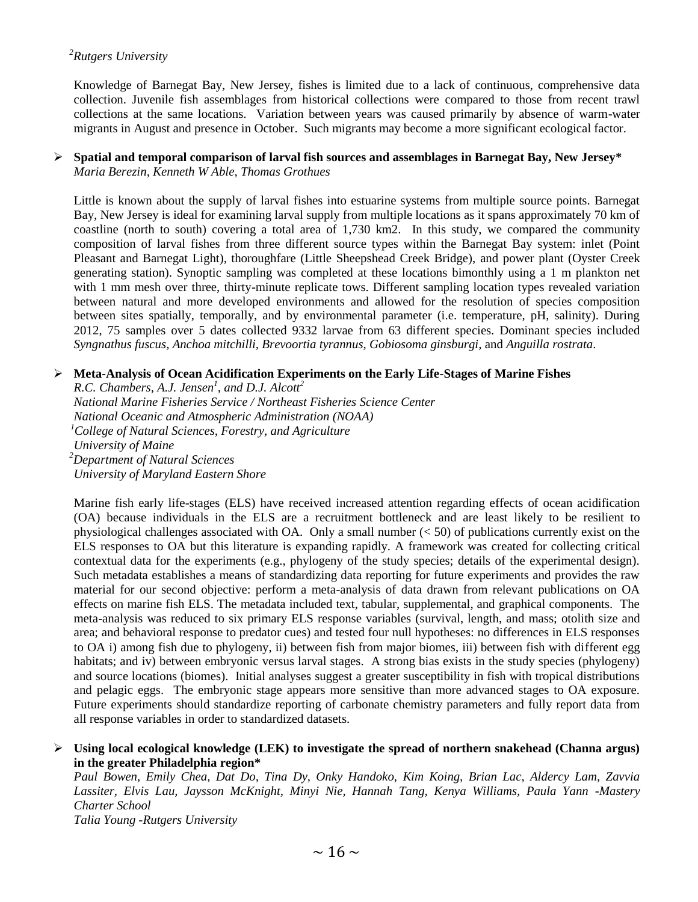*[2]Rutgers University*

Knowledge of Barnegat Bay, New Jersey, fishes is limited due to a lack of continuous, comprehensive data collection. Juvenile fish assemblages from historical collections were compared to those from recent trawl collections at the same locations. Variation between years was caused primarily by absence of warm-water migrants in August and presence in October. Such migrants may become a more significant ecological factor.

- **Spatial and temporal comparison of larval fish sources and assemblages in Barnegat Bay, New Jersey***
  *Maria Berezin, Kenneth W Able, Thomas Grothues*

  Little is known about the supply of larval fishes into estuarine systems from multiple source points. Barnegat Bay, New Jersey is ideal for examining larval supply from multiple locations as it spans approximately 70 km of coastline (north to south) covering a total area of 1,730 km2. In this study, we compared the community composition of larval fishes from three different source types within the Barnegat Bay system: inlet (Point Pleasant and Barnegat Light), thoroughfare (Little Sheepshead Creek Bridge), and power plant (Oyster Creek generating station). Synoptic sampling was completed at these locations bimonthly using a 1 m plankton net with 1 mm mesh over three, thirty-minute replicate tows. Different sampling location types revealed variation between natural and more developed environments and allowed for the resolution of species composition between sites spatially, temporally, and by environmental parameter (i.e. temperature, pH, salinity). During 2012, 75 samples over 5 dates collected 9332 larvae from 63 different species. Dominant species included *Syngnathus fuscus, Anchoa mitchilli, Brevoortia tyrannus, Gobiosoma ginsburgi,* and *Anguilla rostrata*.

- **Meta-Analysis of Ocean Acidification Experiments on the Early Life-Stages of Marine Fishes**
  *R.C. Chambers, A.J. Jensen[1], and D.J. Alcott[2]*
  *National Marine Fisheries Service / Northeast Fisheries Science Center*
  *National Oceanic and Atmospheric Administration (NOAA)*
  *[1]College of Natural Sciences, Forestry, and Agriculture*
  *University of Maine*
  *[2]Department of Natural Sciences*
  *University of Maryland Eastern Shore*

  Marine fish early life-stages (ELS) have received increased attention regarding effects of ocean acidification (OA) because individuals in the ELS are a recruitment bottleneck and are least likely to be resilient to physiological challenges associated with OA. Only a small number (< 50) of publications currently exist on the ELS responses to OA but this literature is expanding rapidly. A framework was created for collecting critical contextual data for the experiments (e.g., phylogeny of the study species; details of the experimental design). Such metadata establishes a means of standardizing data reporting for future experiments and provides the raw material for our second objective: perform a meta-analysis of data drawn from relevant publications on OA effects on marine fish ELS. The metadata included text, tabular, supplemental, and graphical components. The meta-analysis was reduced to six primary ELS response variables (survival, length, and mass; otolith size and area; and behavioral response to predator cues) and tested four null hypotheses: no differences in ELS responses to OA i) among fish due to phylogeny, ii) between fish from major biomes, iii) between fish with different egg habitats; and iv) between embryonic versus larval stages. A strong bias exists in the study species (phylogeny) and source locations (biomes). Initial analyses suggest a greater susceptibility in fish with tropical distributions and pelagic eggs. The embryonic stage appears more sensitive than more advanced stages to OA exposure. Future experiments should standardize reporting of carbonate chemistry parameters and fully report data from all response variables in order to standardized datasets.

- **Using local ecological knowledge (LEK) to investigate the spread of northern snakehead (Channa argus) in the greater Philadelphia region***
  *Paul Bowen, Emily Chea, Dat Do, Tina Dy, Onky Handoko, Kim Koing, Brian Lac, Aldercy Lam, Zavvia Lassiter, Elvis Lau, Jaysson McKnight, Minyi Nie, Hannah Tang, Kenya Williams, Paula Yann -Mastery Charter School*
  *Talia Young -Rutgers University*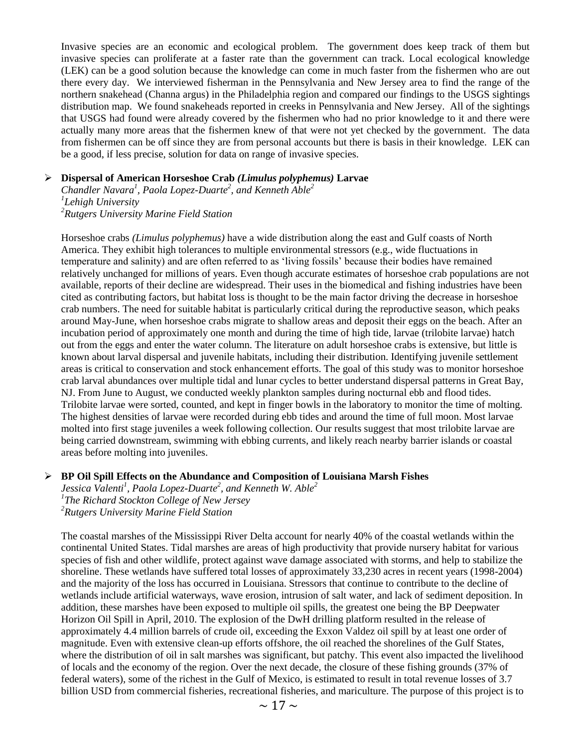Invasive species are an economic and ecological problem. The government does keep track of them but invasive species can proliferate at a faster rate than the government can track. Local ecological knowledge (LEK) can be a good solution because the knowledge can come in much faster from the fishermen who are out there every day. We interviewed fisherman in the Pennsylvania and New Jersey area to find the range of the northern snakehead (Channa argus) in the Philadelphia region and compared our findings to the USGS sightings distribution map. We found snakeheads reported in creeks in Pennsylvania and New Jersey. All of the sightings that USGS had found were already covered by the fishermen who had no prior knowledge to it and there were actually many more areas that the fishermen knew of that were not yet checked by the government. The data from fishermen can be off since they are from personal accounts but there is basis in their knowledge. LEK can be a good, if less precise, solution for data on range of invasive species.

- **Dispersal of American Horseshoe Crab *(Limulus polyphemus)* Larvae**

  *Chandler Navara[1], Paola Lopez-Duarte[2], and Kenneth Able[2]*
  *[1]Lehigh University*
  *[2]Rutgers University Marine Field Station*

  Horseshoe crabs *(Limulus polyphemus)* have a wide distribution along the east and Gulf coasts of North America. They exhibit high tolerances to multiple environmental stressors (e.g., wide fluctuations in temperature and salinity) and are often referred to as 'living fossils' because their bodies have remained relatively unchanged for millions of years. Even though accurate estimates of horseshoe crab populations are not available, reports of their decline are widespread. Their uses in the biomedical and fishing industries have been cited as contributing factors, but habitat loss is thought to be the main factor driving the decrease in horseshoe crab numbers. The need for suitable habitat is particularly critical during the reproductive season, which peaks around May-June, when horseshoe crabs migrate to shallow areas and deposit their eggs on the beach. After an incubation period of approximately one month and during the time of high tide, larvae (trilobite larvae) hatch out from the eggs and enter the water column. The literature on adult horseshoe crabs is extensive, but little is known about larval dispersal and juvenile habitats, including their distribution. Identifying juvenile settlement areas is critical to conservation and stock enhancement efforts. The goal of this study was to monitor horseshoe crab larval abundances over multiple tidal and lunar cycles to better understand dispersal patterns in Great Bay, NJ. From June to August, we conducted weekly plankton samples during nocturnal ebb and flood tides. Trilobite larvae were sorted, counted, and kept in finger bowls in the laboratory to monitor the time of molting. The highest densities of larvae were recorded during ebb tides and around the time of full moon. Most larvae molted into first stage juveniles a week following collection. Our results suggest that most trilobite larvae are being carried downstream, swimming with ebbing currents, and likely reach nearby barrier islands or coastal areas before molting into juveniles.

- **BP Oil Spill Effects on the Abundance and Composition of Louisiana Marsh Fishes**

  *Jessica Valenti[1], Paola Lopez-Duarte[2], and Kenneth W. Able[2]*
  *[1]The Richard Stockton College of New Jersey*
  *[2]Rutgers University Marine Field Station*

  The coastal marshes of the Mississippi River Delta account for nearly 40% of the coastal wetlands within the continental United States. Tidal marshes are areas of high productivity that provide nursery habitat for various species of fish and other wildlife, protect against wave damage associated with storms, and help to stabilize the shoreline. These wetlands have suffered total losses of approximately 33,230 acres in recent years (1998-2004) and the majority of the loss has occurred in Louisiana. Stressors that continue to contribute to the decline of wetlands include artificial waterways, wave erosion, intrusion of salt water, and lack of sediment deposition. In addition, these marshes have been exposed to multiple oil spills, the greatest one being the BP Deepwater Horizon Oil Spill in April, 2010. The explosion of the DwH drilling platform resulted in the release of approximately 4.4 million barrels of crude oil, exceeding the Exxon Valdez oil spill by at least one order of magnitude. Even with extensive clean-up efforts offshore, the oil reached the shorelines of the Gulf States, where the distribution of oil in salt marshes was significant, but patchy. This event also impacted the livelihood of locals and the economy of the region. Over the next decade, the closure of these fishing grounds (37% of federal waters), some of the richest in the Gulf of Mexico, is estimated to result in total revenue losses of 3.7 billion USD from commercial fisheries, recreational fisheries, and mariculture. The purpose of this project is to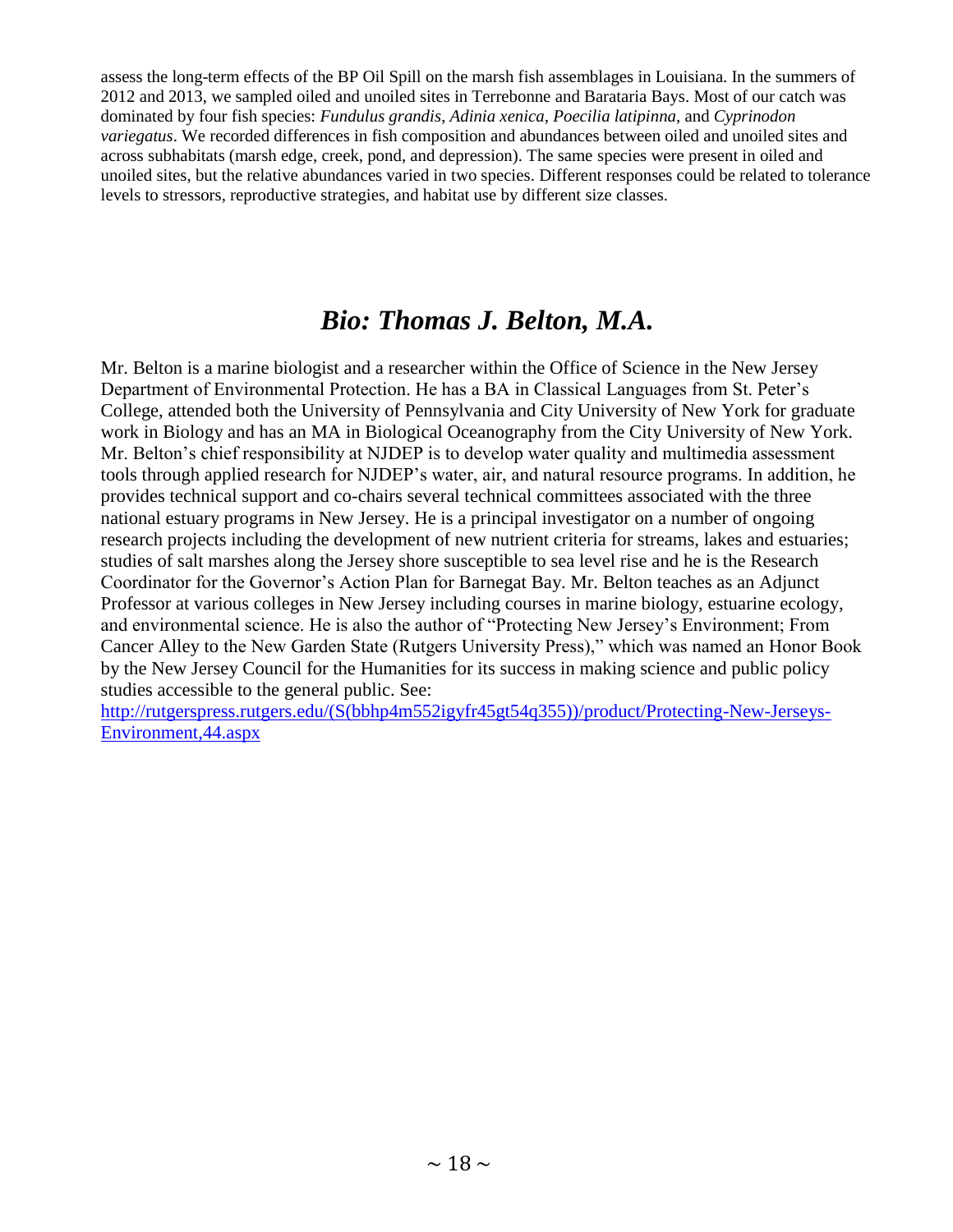assess the long-term effects of the BP Oil Spill on the marsh fish assemblages in Louisiana. In the summers of 2012 and 2013, we sampled oiled and unoiled sites in Terrebonne and Barataria Bays. Most of our catch was dominated by four fish species: *Fundulus grandis*, *Adinia xenica*, *Poecilia latipinna*, and *Cyprinodon variegatus*. We recorded differences in fish composition and abundances between oiled and unoiled sites and across subhabitats (marsh edge, creek, pond, and depression). The same species were present in oiled and unoiled sites, but the relative abundances varied in two species. Different responses could be related to tolerance levels to stressors, reproductive strategies, and habitat use by different size classes.

## *Bio: Thomas J. Belton, M.A.*

Mr. Belton is a marine biologist and a researcher within the Office of Science in the New Jersey Department of Environmental Protection. He has a BA in Classical Languages from St. Peter's College, attended both the University of Pennsylvania and City University of New York for graduate work in Biology and has an MA in Biological Oceanography from the City University of New York. Mr. Belton's chief responsibility at NJDEP is to develop water quality and multimedia assessment tools through applied research for NJDEP's water, air, and natural resource programs. In addition, he provides technical support and co-chairs several technical committees associated with the three national estuary programs in New Jersey. He is a principal investigator on a number of ongoing research projects including the development of new nutrient criteria for streams, lakes and estuaries; studies of salt marshes along the Jersey shore susceptible to sea level rise and he is the Research Coordinator for the Governor's Action Plan for Barnegat Bay. Mr. Belton teaches as an Adjunct Professor at various colleges in New Jersey including courses in marine biology, estuarine ecology, and environmental science. He is also the author of "Protecting New Jersey's Environment; From Cancer Alley to the New Garden State (Rutgers University Press)," which was named an Honor Book by the New Jersey Council for the Humanities for its success in making science and public policy studies accessible to the general public. See: http://rutgerspress.rutgers.edu/(S(bbhp4m552igyfr45gt54q355))/product/Protecting-New-Jerseys-Environment,44.aspx